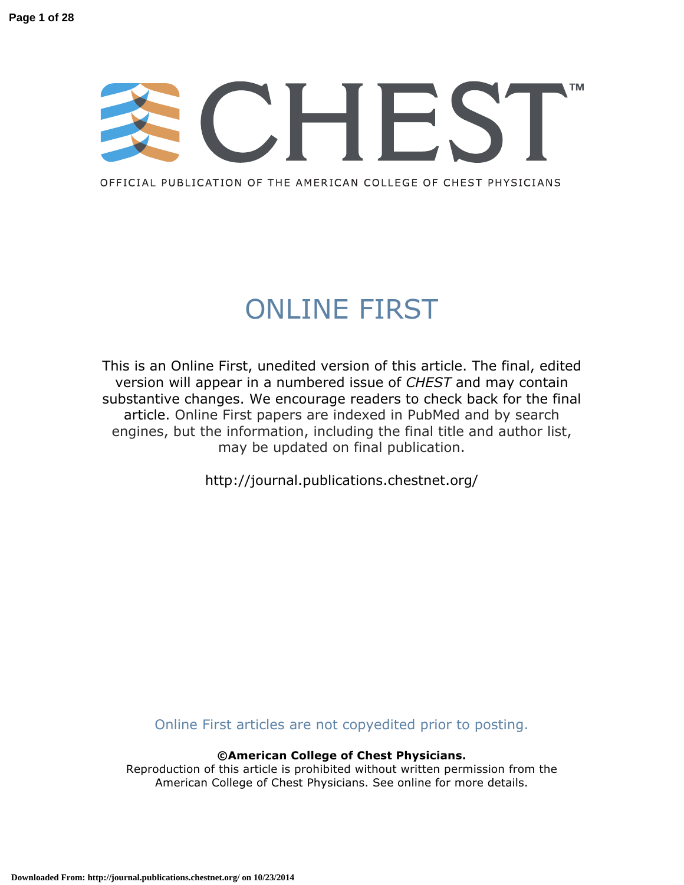# CHEST™

OFFICIAL PUBLICATION OF THE AMERICAN COLLEGE OF CHEST PHYSICIANS

## ONLINE FIRST

This is an Online First, unedited version of this article. The final, edited version will appear in a numbered issue of *CHEST* and may contain substantive changes. We encourage readers to check back for the final article. Online First papers are indexed in PubMed and by search engines, but the information, including the final title and author list, may be updated on final publication.

http://journal.publications.chestnet.org/

Online First articles are not copyedited prior to posting.

**©American College of Chest Physicians.**

Reproduction of this article is prohibited without written permission from the American College of Chest Physicians. See online for more details.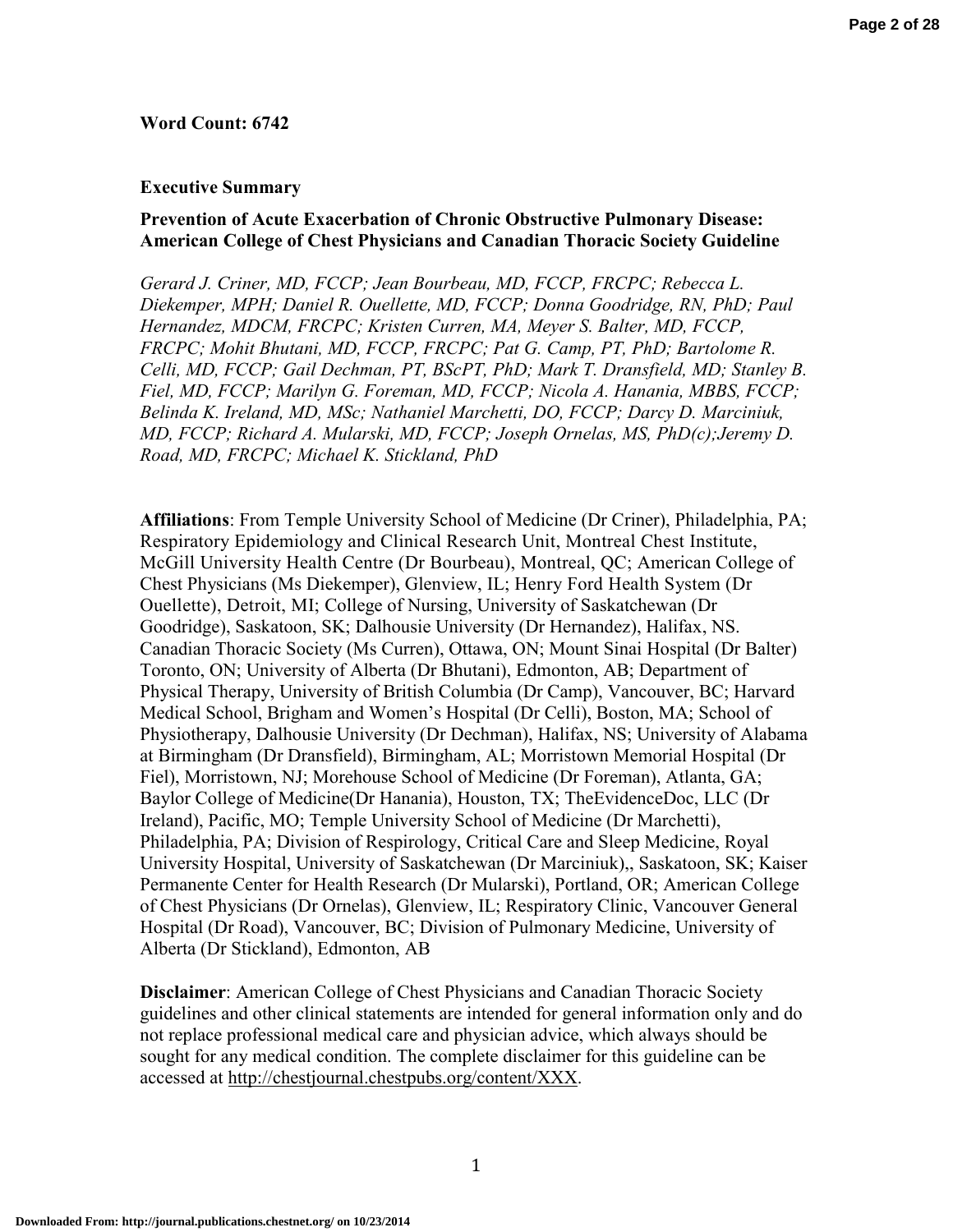**Word Count: 6742**

## Executive Summary

### Prevention of Acute Exacerbation of Chronic Obstructive Pulmonary Disease: American College of Chest Physicians and Canadian Thoracic Society Guideline

*Gerard J. Criner, MD, FCCP; Jean Bourbeau, MD, FCCP, FRCPC; Rebecca L. Diekemper, MPH; Daniel R. Ouellette, MD, FCCP; Donna Goodridge, RN, PhD; Paul Hernandez, MDCM, FRCPC; Kristen Curren, MA, Meyer S. Balter, MD, FCCP, FRCPC; Mohit Bhutani, MD, FCCP, FRCPC; Pat G. Camp, PT, PhD; Bartolome R. Celli, MD, FCCP; Gail Dechman, PT, BScPT, PhD; Mark T. Dransfield, MD; Stanley B. Fiel, MD, FCCP; Marilyn G. Foreman, MD, FCCP; Nicola A. Hanania, MBBS, FCCP; Belinda K. Ireland, MD, MSc; Nathaniel Marchetti, DO, FCCP; Darcy D. Marciniuk, MD, FCCP; Richard A. Mularski, MD, FCCP; Joseph Ornelas, MS, PhD(c);Jeremy D. Road, MD, FRCPC; Michael K. Stickland, PhD*

**Affiliations**: From Temple University School of Medicine (Dr Criner), Philadelphia, PA; Respiratory Epidemiology and Clinical Research Unit, Montreal Chest Institute, McGill University Health Centre (Dr Bourbeau), Montreal, QC; American College of Chest Physicians (Ms Diekemper), Glenview, IL; Henry Ford Health System (Dr Ouellette), Detroit, MI; College of Nursing, University of Saskatchewan (Dr Goodridge), Saskatoon, SK; Dalhousie University (Dr Hernandez), Halifax, NS. Canadian Thoracic Society (Ms Curren), Ottawa, ON; Mount Sinai Hospital (Dr Balter) Toronto, ON; University of Alberta (Dr Bhutani), Edmonton, AB; Department of Physical Therapy, University of British Columbia (Dr Camp), Vancouver, BC; Harvard Medical School, Brigham and Women's Hospital (Dr Celli), Boston, MA; School of Physiotherapy, Dalhousie University (Dr Dechman), Halifax, NS; University of Alabama at Birmingham (Dr Dransfield), Birmingham, AL; Morristown Memorial Hospital (Dr Fiel), Morristown, NJ; Morehouse School of Medicine (Dr Foreman), Atlanta, GA; Baylor College of Medicine(Dr Hanania), Houston, TX; TheEvidenceDoc, LLC (Dr Ireland), Pacific, MO; Temple University School of Medicine (Dr Marchetti), Philadelphia, PA; Division of Respirology, Critical Care and Sleep Medicine, Royal University Hospital, University of Saskatchewan (Dr Marciniuk),, Saskatoon, SK; Kaiser Permanente Center for Health Research (Dr Mularski), Portland, OR; American College of Chest Physicians (Dr Ornelas), Glenview, IL; Respiratory Clinic, Vancouver General Hospital (Dr Road), Vancouver, BC; Division of Pulmonary Medicine, University of Alberta (Dr Stickland), Edmonton, AB

**Disclaimer**: American College of Chest Physicians and Canadian Thoracic Society guidelines and other clinical statements are intended for general information only and do not replace professional medical care and physician advice, which always should be sought for any medical condition. The complete disclaimer for this guideline can be accessed at http://chestjournal.chestpubs.org/content/XXX.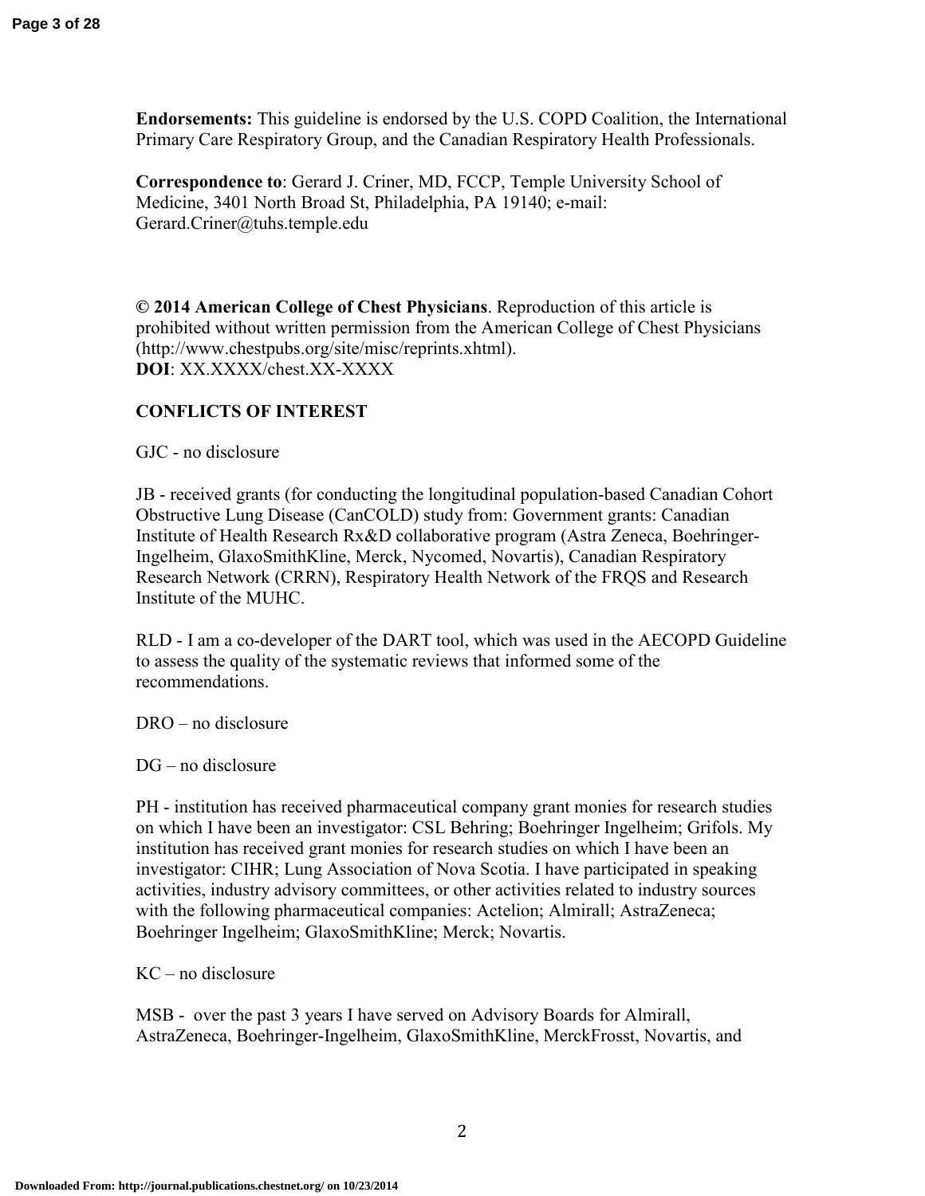**Endorsements:** This guideline is endorsed by the U.S. COPD Coalition, the International Primary Care Respiratory Group, and the Canadian Respiratory Health Professionals.

**Correspondence to**: Gerard J. Criner, MD, FCCP, Temple University School of Medicine, 3401 North Broad St, Philadelphia, PA 19140; e-mail: Gerard.Criner@tuhs.temple.edu

**© 2014 American College of Chest Physicians**. Reproduction of this article is prohibited without written permission from the American College of Chest Physicians (http://www.chestpubs.org/site/misc/reprints.xhtml).
**DOI**: XX.XXXX/chest.XX-XXXX

**CONFLICTS OF INTEREST**

GJC - no disclosure

JB - received grants (for conducting the longitudinal population-based Canadian Cohort Obstructive Lung Disease (CanCOLD) study from: Government grants: Canadian Institute of Health Research Rx&D collaborative program (Astra Zeneca, Boehringer-Ingelheim, GlaxoSmithKline, Merck, Nycomed, Novartis), Canadian Respiratory Research Network (CRRN), Respiratory Health Network of the FRQS and Research Institute of the MUHC.

RLD - I am a co-developer of the DART tool, which was used in the AECOPD Guideline to assess the quality of the systematic reviews that informed some of the recommendations.

DRO – no disclosure

DG – no disclosure

PH - institution has received pharmaceutical company grant monies for research studies on which I have been an investigator: CSL Behring; Boehringer Ingelheim; Grifols. My institution has received grant monies for research studies on which I have been an investigator: CIHR; Lung Association of Nova Scotia. I have participated in speaking activities, industry advisory committees, or other activities related to industry sources with the following pharmaceutical companies: Actelion; Almirall; AstraZeneca; Boehringer Ingelheim; GlaxoSmithKline; Merck; Novartis.

KC – no disclosure

MSB - over the past 3 years I have served on Advisory Boards for Almirall, AstraZeneca, Boehringer-Ingelheim, GlaxoSmithKline, MerckFrosst, Novartis, and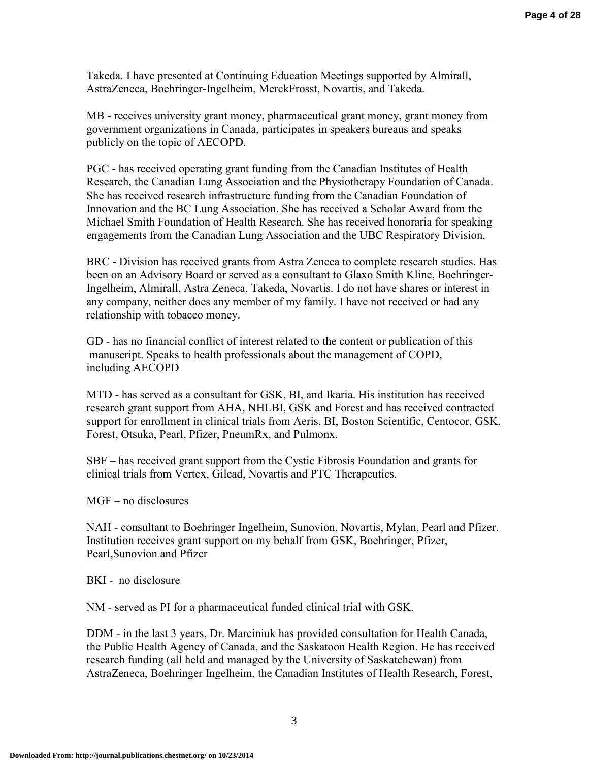Takeda. I have presented at Continuing Education Meetings supported by Almirall, AstraZeneca, Boehringer-Ingelheim, MerckFrosst, Novartis, and Takeda.

MB - receives university grant money, pharmaceutical grant money, grant money from government organizations in Canada, participates in speakers bureaus and speaks publicly on the topic of AECOPD.

PGC - has received operating grant funding from the Canadian Institutes of Health Research, the Canadian Lung Association and the Physiotherapy Foundation of Canada. She has received research infrastructure funding from the Canadian Foundation of Innovation and the BC Lung Association. She has received a Scholar Award from the Michael Smith Foundation of Health Research. She has received honoraria for speaking engagements from the Canadian Lung Association and the UBC Respiratory Division.

BRC - Division has received grants from Astra Zeneca to complete research studies. Has been on an Advisory Board or served as a consultant to Glaxo Smith Kline, Boehringer-Ingelheim, Almirall, Astra Zeneca, Takeda, Novartis. I do not have shares or interest in any company, neither does any member of my family. I have not received or had any relationship with tobacco money.

GD - has no financial conflict of interest related to the content or publication of this manuscript. Speaks to health professionals about the management of COPD, including AECOPD

MTD - has served as a consultant for GSK, BI, and Ikaria. His institution has received research grant support from AHA, NHLBI, GSK and Forest and has received contracted support for enrollment in clinical trials from Aeris, BI, Boston Scientific, Centocor, GSK, Forest, Otsuka, Pearl, Pfizer, PneumRx, and Pulmonx.

SBF – has received grant support from the Cystic Fibrosis Foundation and grants for clinical trials from Vertex, Gilead, Novartis and PTC Therapeutics.

MGF – no disclosures

NAH - consultant to Boehringer Ingelheim, Sunovion, Novartis, Mylan, Pearl and Pfizer. Institution receives grant support on my behalf from GSK, Boehringer, Pfizer, Pearl,Sunovion and Pfizer

BKI - no disclosure

NM - served as PI for a pharmaceutical funded clinical trial with GSK.

DDM - in the last 3 years, Dr. Marciniuk has provided consultation for Health Canada, the Public Health Agency of Canada, and the Saskatoon Health Region. He has received research funding (all held and managed by the University of Saskatchewan) from AstraZeneca, Boehringer Ingelheim, the Canadian Institutes of Health Research, Forest,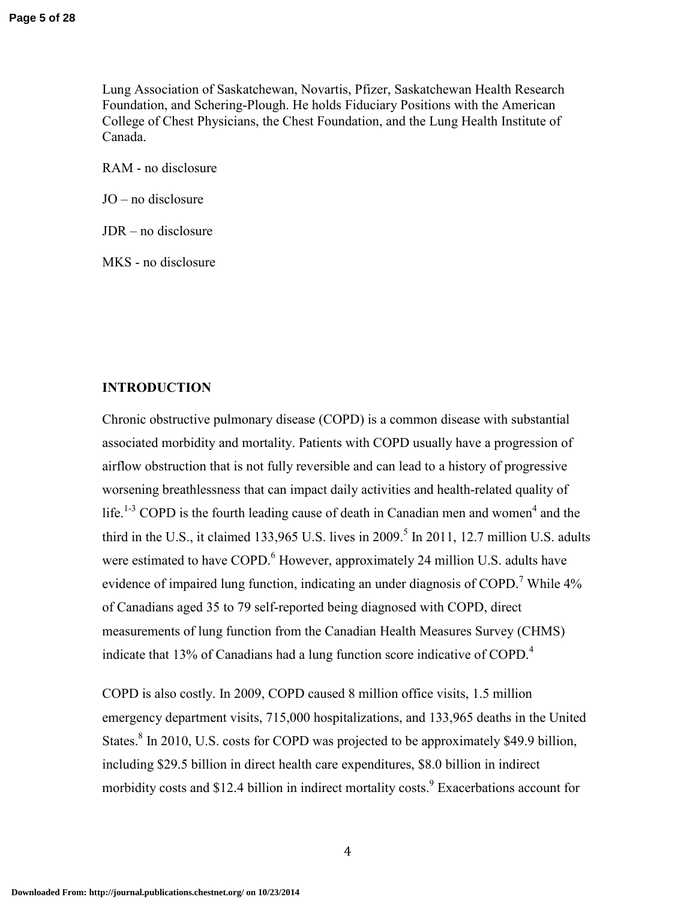Lung Association of Saskatchewan, Novartis, Pfizer, Saskatchewan Health Research Foundation, and Schering-Plough. He holds Fiduciary Positions with the American College of Chest Physicians, the Chest Foundation, and the Lung Health Institute of Canada.

RAM - no disclosure

JO – no disclosure

JDR – no disclosure

MKS - no disclosure

## INTRODUCTION

Chronic obstructive pulmonary disease (COPD) is a common disease with substantial associated morbidity and mortality. Patients with COPD usually have a progression of airflow obstruction that is not fully reversible and can lead to a history of progressive worsening breathlessness that can impact daily activities and health-related quality of life.[1-3] COPD is the fourth leading cause of death in Canadian men and women[4] and the third in the U.S., it claimed 133,965 U.S. lives in 2009.[5] In 2011, 12.7 million U.S. adults were estimated to have COPD.[6] However, approximately 24 million U.S. adults have evidence of impaired lung function, indicating an under diagnosis of COPD.[7] While 4% of Canadians aged 35 to 79 self-reported being diagnosed with COPD, direct measurements of lung function from the Canadian Health Measures Survey (CHMS) indicate that 13% of Canadians had a lung function score indicative of COPD.[4]

COPD is also costly. In 2009, COPD caused 8 million office visits, 1.5 million emergency department visits, 715,000 hospitalizations, and 133,965 deaths in the United States.[8] In 2010, U.S. costs for COPD was projected to be approximately $49.9 billion, including $29.5 billion in direct health care expenditures, $8.0 billion in indirect morbidity costs and $12.4 billion in indirect mortality costs.[9] Exacerbations account for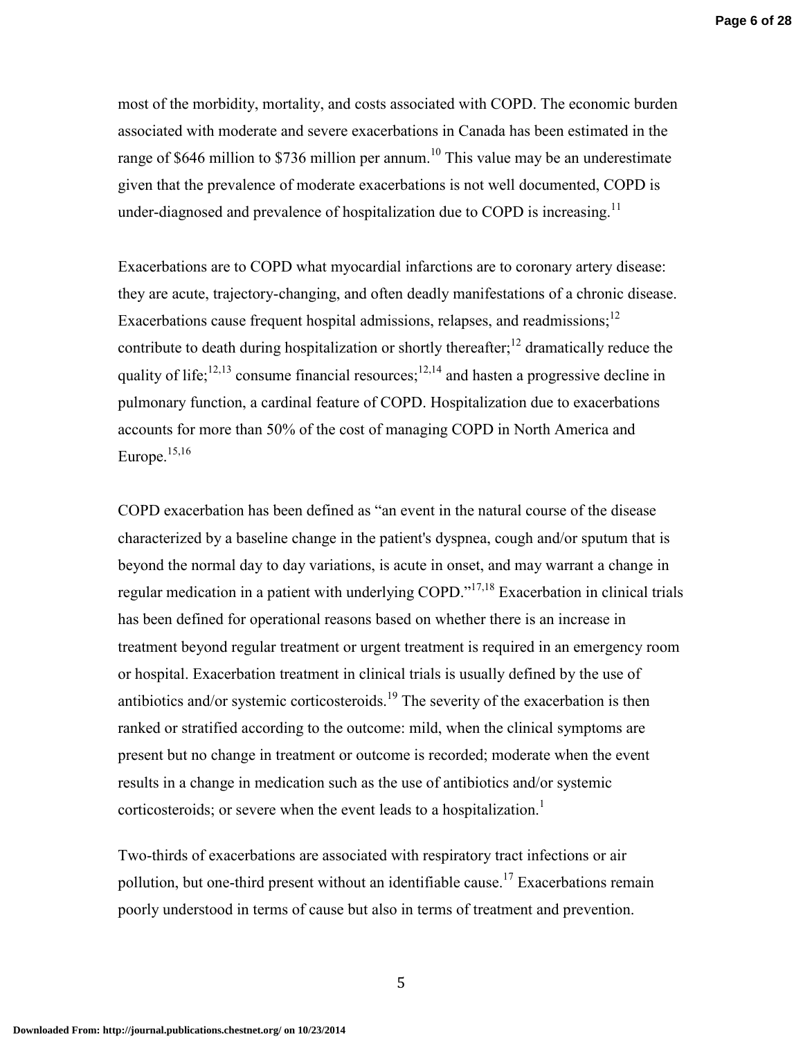most of the morbidity, mortality, and costs associated with COPD. The economic burden associated with moderate and severe exacerbations in Canada has been estimated in the range of $646 million to $736 million per annum.[10] This value may be an underestimate given that the prevalence of moderate exacerbations is not well documented, COPD is under-diagnosed and prevalence of hospitalization due to COPD is increasing.[11]

Exacerbations are to COPD what myocardial infarctions are to coronary artery disease: they are acute, trajectory-changing, and often deadly manifestations of a chronic disease. Exacerbations cause frequent hospital admissions, relapses, and readmissions;[12] contribute to death during hospitalization or shortly thereafter;[12] dramatically reduce the quality of life;[12,13] consume financial resources;[12,14] and hasten a progressive decline in pulmonary function, a cardinal feature of COPD. Hospitalization due to exacerbations accounts for more than 50% of the cost of managing COPD in North America and Europe.[15,16]

COPD exacerbation has been defined as "an event in the natural course of the disease characterized by a baseline change in the patient's dyspnea, cough and/or sputum that is beyond the normal day to day variations, is acute in onset, and may warrant a change in regular medication in a patient with underlying COPD."[17,18] Exacerbation in clinical trials has been defined for operational reasons based on whether there is an increase in treatment beyond regular treatment or urgent treatment is required in an emergency room or hospital. Exacerbation treatment in clinical trials is usually defined by the use of antibiotics and/or systemic corticosteroids.[19] The severity of the exacerbation is then ranked or stratified according to the outcome: mild, when the clinical symptoms are present but no change in treatment or outcome is recorded; moderate when the event results in a change in medication such as the use of antibiotics and/or systemic corticosteroids; or severe when the event leads to a hospitalization.[1]

Two-thirds of exacerbations are associated with respiratory tract infections or air pollution, but one-third present without an identifiable cause.[17] Exacerbations remain poorly understood in terms of cause but also in terms of treatment and prevention.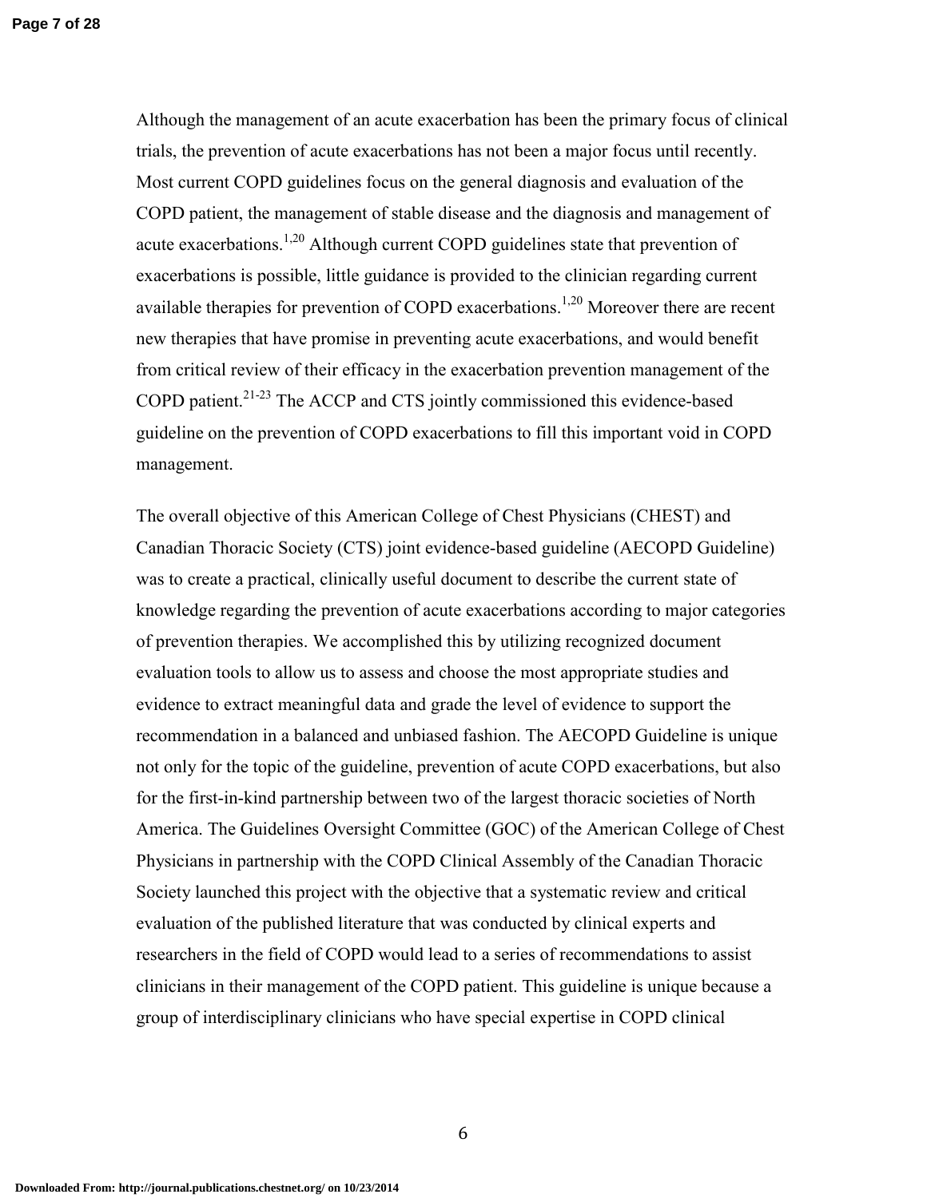Although the management of an acute exacerbation has been the primary focus of clinical trials, the prevention of acute exacerbations has not been a major focus until recently. Most current COPD guidelines focus on the general diagnosis and evaluation of the COPD patient, the management of stable disease and the diagnosis and management of acute exacerbations.[1,20] Although current COPD guidelines state that prevention of exacerbations is possible, little guidance is provided to the clinician regarding current available therapies for prevention of COPD exacerbations.[1,20] Moreover there are recent new therapies that have promise in preventing acute exacerbations, and would benefit from critical review of their efficacy in the exacerbation prevention management of the COPD patient.[21-23] The ACCP and CTS jointly commissioned this evidence-based guideline on the prevention of COPD exacerbations to fill this important void in COPD management.

The overall objective of this American College of Chest Physicians (CHEST) and Canadian Thoracic Society (CTS) joint evidence-based guideline (AECOPD Guideline) was to create a practical, clinically useful document to describe the current state of knowledge regarding the prevention of acute exacerbations according to major categories of prevention therapies. We accomplished this by utilizing recognized document evaluation tools to allow us to assess and choose the most appropriate studies and evidence to extract meaningful data and grade the level of evidence to support the recommendation in a balanced and unbiased fashion. The AECOPD Guideline is unique not only for the topic of the guideline, prevention of acute COPD exacerbations, but also for the first-in-kind partnership between two of the largest thoracic societies of North America. The Guidelines Oversight Committee (GOC) of the American College of Chest Physicians in partnership with the COPD Clinical Assembly of the Canadian Thoracic Society launched this project with the objective that a systematic review and critical evaluation of the published literature that was conducted by clinical experts and researchers in the field of COPD would lead to a series of recommendations to assist clinicians in their management of the COPD patient. This guideline is unique because a group of interdisciplinary clinicians who have special expertise in COPD clinical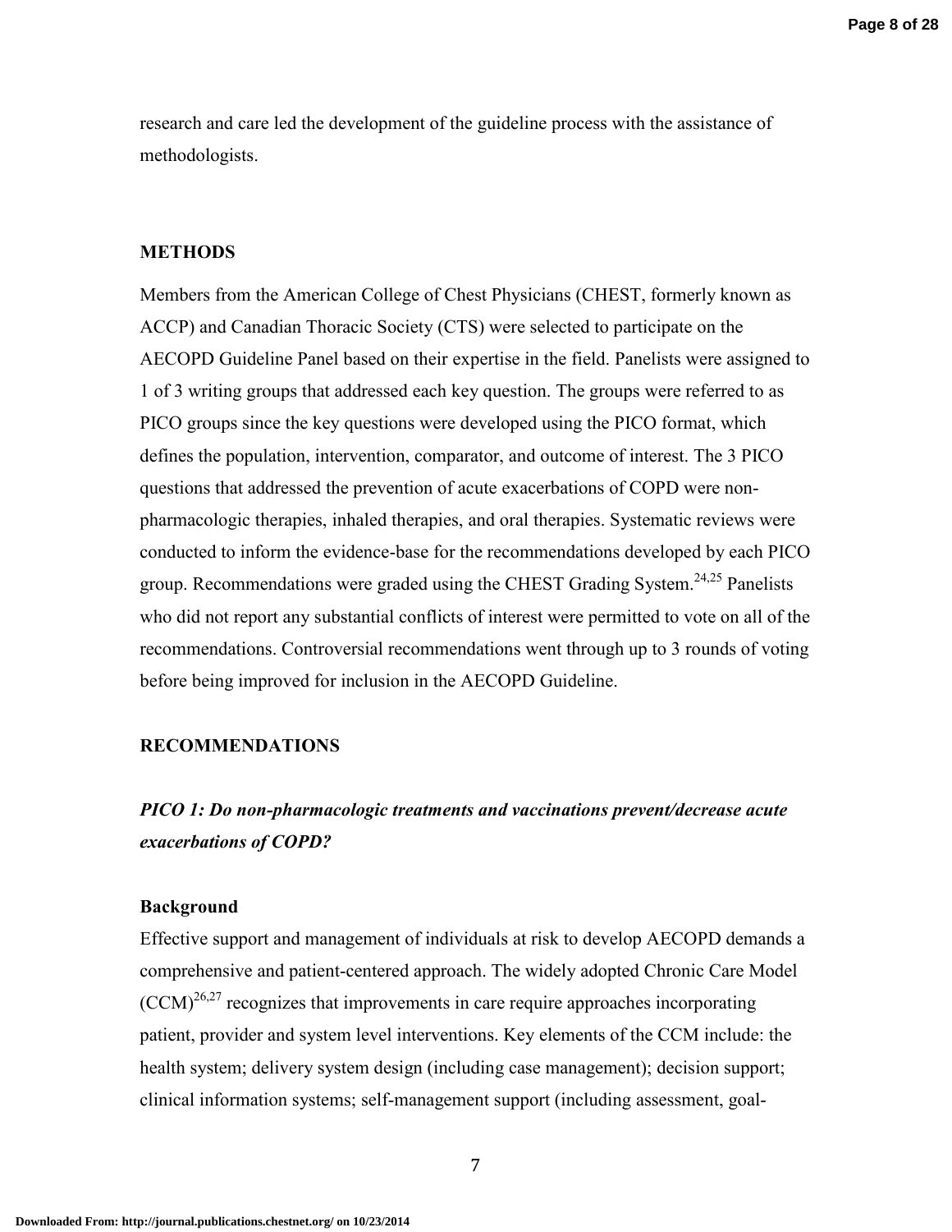research and care led the development of the guideline process with the assistance of methodologists.

## METHODS

Members from the American College of Chest Physicians (CHEST, formerly known as ACCP) and Canadian Thoracic Society (CTS) were selected to participate on the AECOPD Guideline Panel based on their expertise in the field. Panelists were assigned to 1 of 3 writing groups that addressed each key question. The groups were referred to as PICO groups since the key questions were developed using the PICO format, which defines the population, intervention, comparator, and outcome of interest. The 3 PICO questions that addressed the prevention of acute exacerbations of COPD were non-pharmacologic therapies, inhaled therapies, and oral therapies. Systematic reviews were conducted to inform the evidence-base for the recommendations developed by each PICO group. Recommendations were graded using the CHEST Grading System.[24,25] Panelists who did not report any substantial conflicts of interest were permitted to vote on all of the recommendations. Controversial recommendations went through up to 3 rounds of voting before being improved for inclusion in the AECOPD Guideline.

## RECOMMENDATIONS

### *PICO 1: Do non-pharmacologic treatments and vaccinations prevent/decrease acute exacerbations of COPD?*

#### Background

Effective support and management of individuals at risk to develop AECOPD demands a comprehensive and patient-centered approach. The widely adopted Chronic Care Model (CCM)[26,27] recognizes that improvements in care require approaches incorporating patient, provider and system level interventions. Key elements of the CCM include: the health system; delivery system design (including case management); decision support; clinical information systems; self-management support (including assessment, goal-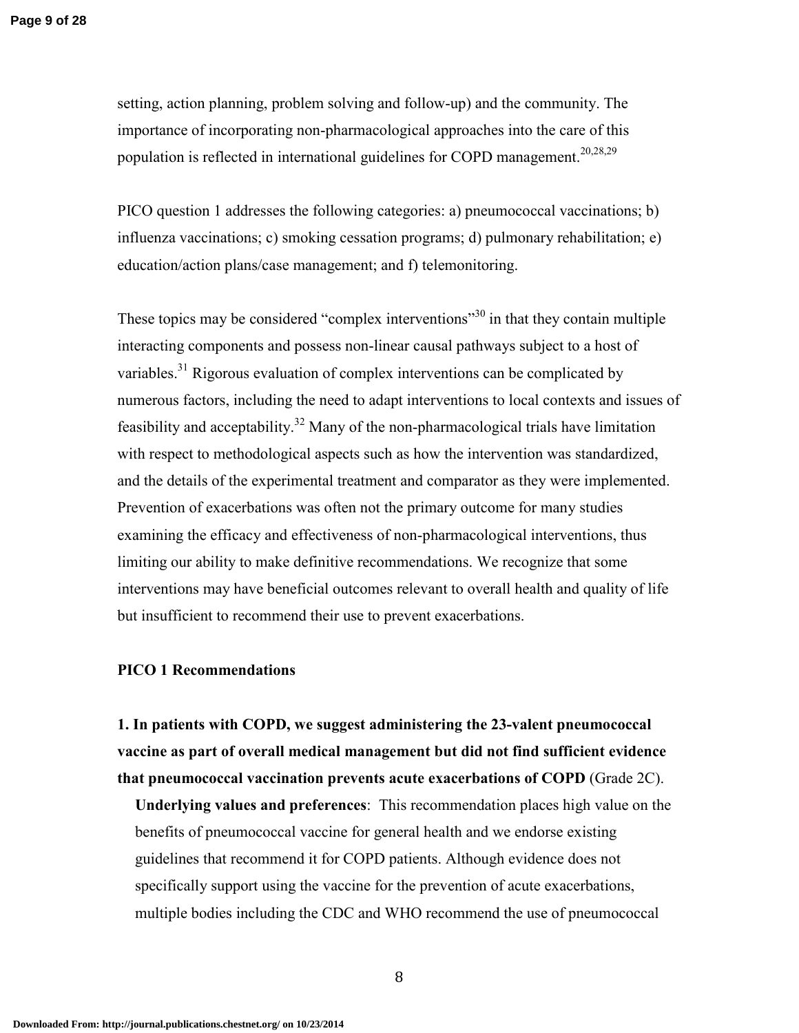setting, action planning, problem solving and follow-up) and the community. The importance of incorporating non-pharmacological approaches into the care of this population is reflected in international guidelines for COPD management.[20,28,29]

PICO question 1 addresses the following categories: a) pneumococcal vaccinations; b) influenza vaccinations; c) smoking cessation programs; d) pulmonary rehabilitation; e) education/action plans/case management; and f) telemonitoring.

These topics may be considered "complex interventions"[30] in that they contain multiple interacting components and possess non-linear causal pathways subject to a host of variables.[31] Rigorous evaluation of complex interventions can be complicated by numerous factors, including the need to adapt interventions to local contexts and issues of feasibility and acceptability.[32] Many of the non-pharmacological trials have limitation with respect to methodological aspects such as how the intervention was standardized, and the details of the experimental treatment and comparator as they were implemented. Prevention of exacerbations was often not the primary outcome for many studies examining the efficacy and effectiveness of non-pharmacological interventions, thus limiting our ability to make definitive recommendations. We recognize that some interventions may have beneficial outcomes relevant to overall health and quality of life but insufficient to recommend their use to prevent exacerbations.

**PICO 1 Recommendations**

**1. In patients with COPD, we suggest administering the 23-valent pneumococcal vaccine as part of overall medical management but did not find sufficient evidence that pneumococcal vaccination prevents acute exacerbations of COPD** (Grade 2C).

**Underlying values and preferences**: This recommendation places high value on the benefits of pneumococcal vaccine for general health and we endorse existing guidelines that recommend it for COPD patients. Although evidence does not specifically support using the vaccine for the prevention of acute exacerbations, multiple bodies including the CDC and WHO recommend the use of pneumococcal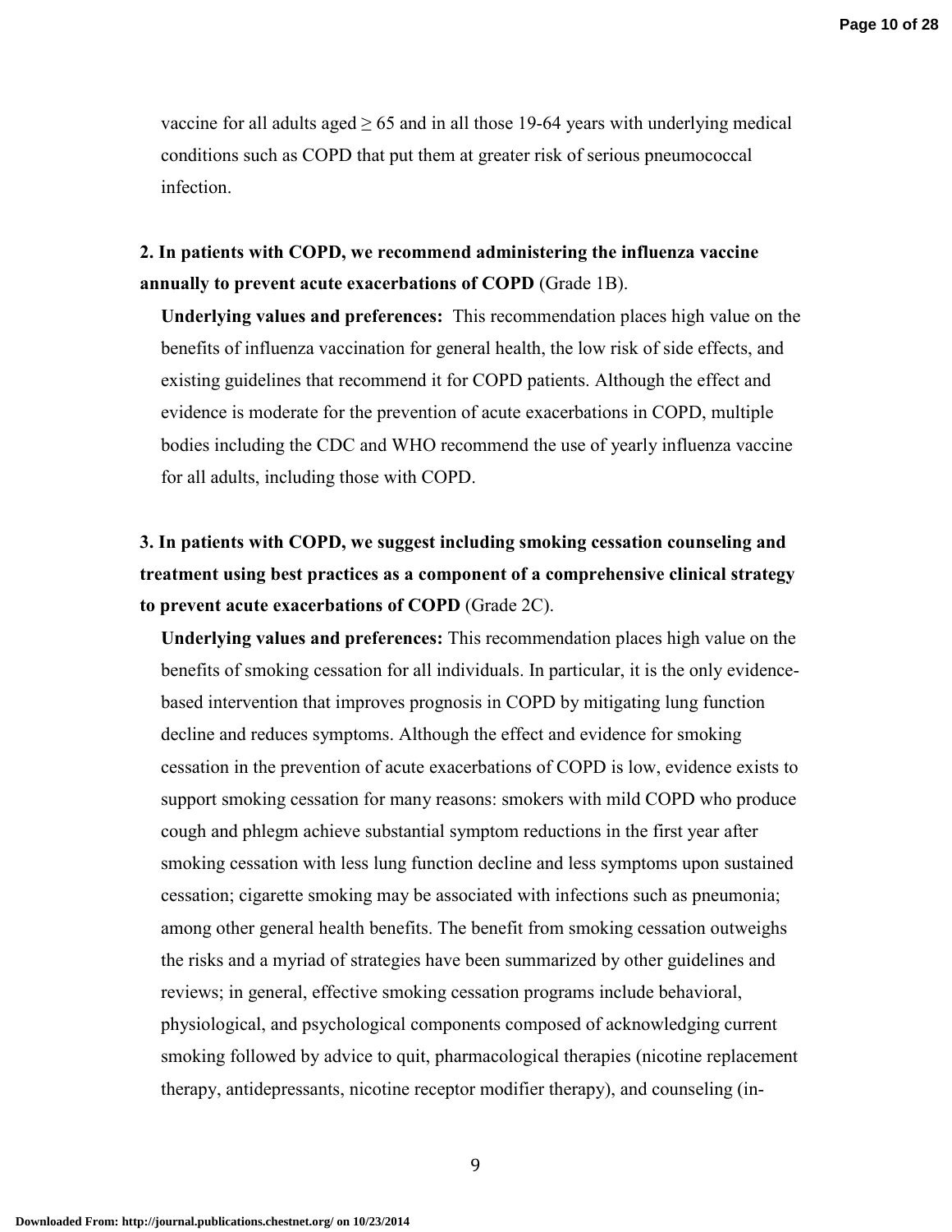vaccine for all adults aged ≥ 65 and in all those 19-64 years with underlying medical conditions such as COPD that put them at greater risk of serious pneumococcal infection.

**2. In patients with COPD, we recommend administering the influenza vaccine annually to prevent acute exacerbations of COPD** (Grade 1B).

**Underlying values and preferences:** This recommendation places high value on the benefits of influenza vaccination for general health, the low risk of side effects, and existing guidelines that recommend it for COPD patients. Although the effect and evidence is moderate for the prevention of acute exacerbations in COPD, multiple bodies including the CDC and WHO recommend the use of yearly influenza vaccine for all adults, including those with COPD.

**3. In patients with COPD, we suggest including smoking cessation counseling and treatment using best practices as a component of a comprehensive clinical strategy to prevent acute exacerbations of COPD** (Grade 2C).

**Underlying values and preferences:** This recommendation places high value on the benefits of smoking cessation for all individuals. In particular, it is the only evidence-based intervention that improves prognosis in COPD by mitigating lung function decline and reduces symptoms. Although the effect and evidence for smoking cessation in the prevention of acute exacerbations of COPD is low, evidence exists to support smoking cessation for many reasons: smokers with mild COPD who produce cough and phlegm achieve substantial symptom reductions in the first year after smoking cessation with less lung function decline and less symptoms upon sustained cessation; cigarette smoking may be associated with infections such as pneumonia; among other general health benefits. The benefit from smoking cessation outweighs the risks and a myriad of strategies have been summarized by other guidelines and reviews; in general, effective smoking cessation programs include behavioral, physiological, and psychological components composed of acknowledging current smoking followed by advice to quit, pharmacological therapies (nicotine replacement therapy, antidepressants, nicotine receptor modifier therapy), and counseling (in-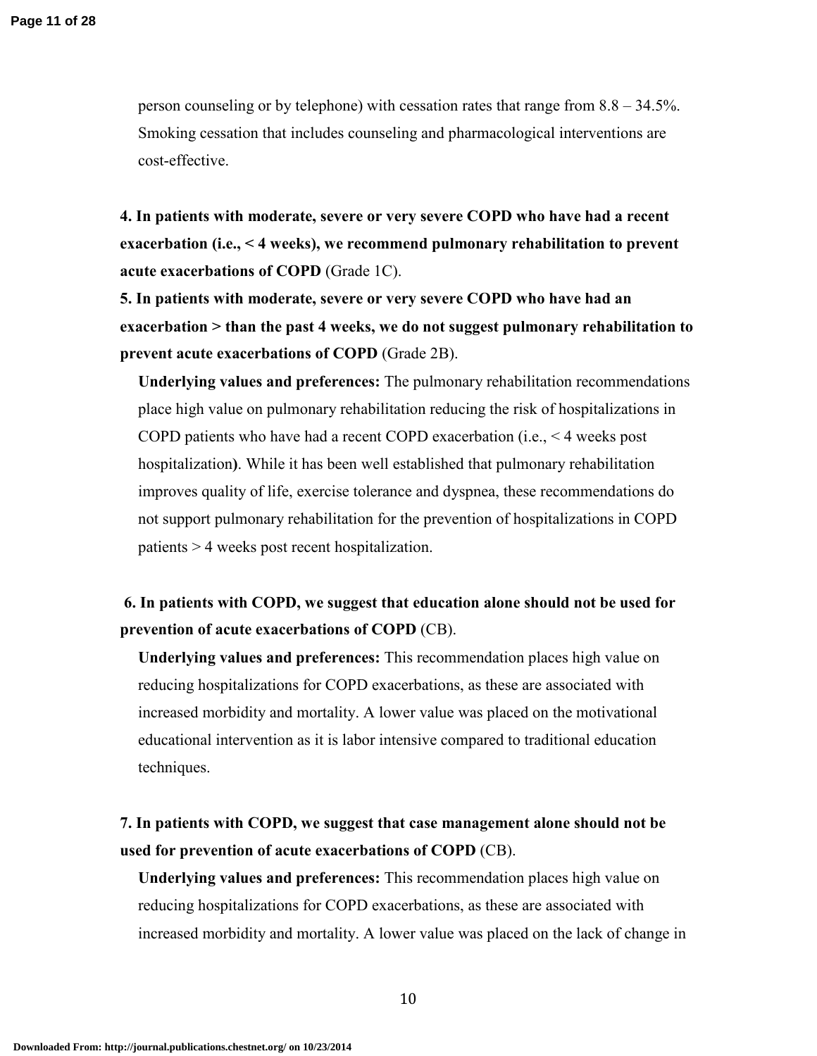person counseling or by telephone) with cessation rates that range from 8.8 – 34.5%. Smoking cessation that includes counseling and pharmacological interventions are cost-effective.

**4. In patients with moderate, severe or very severe COPD who have had a recent exacerbation (i.e., < 4 weeks), we recommend pulmonary rehabilitation to prevent acute exacerbations of COPD** (Grade 1C).

**5. In patients with moderate, severe or very severe COPD who have had an exacerbation > than the past 4 weeks, we do not suggest pulmonary rehabilitation to prevent acute exacerbations of COPD** (Grade 2B).

**Underlying values and preferences:** The pulmonary rehabilitation recommendations place high value on pulmonary rehabilitation reducing the risk of hospitalizations in COPD patients who have had a recent COPD exacerbation (i.e., < 4 weeks post hospitalization**)**. While it has been well established that pulmonary rehabilitation improves quality of life, exercise tolerance and dyspnea, these recommendations do not support pulmonary rehabilitation for the prevention of hospitalizations in COPD patients > 4 weeks post recent hospitalization.

**6. In patients with COPD, we suggest that education alone should not be used for prevention of acute exacerbations of COPD** (CB).

**Underlying values and preferences:** This recommendation places high value on reducing hospitalizations for COPD exacerbations, as these are associated with increased morbidity and mortality. A lower value was placed on the motivational educational intervention as it is labor intensive compared to traditional education techniques.

**7. In patients with COPD, we suggest that case management alone should not be used for prevention of acute exacerbations of COPD** (CB).

**Underlying values and preferences:** This recommendation places high value on reducing hospitalizations for COPD exacerbations, as these are associated with increased morbidity and mortality. A lower value was placed on the lack of change in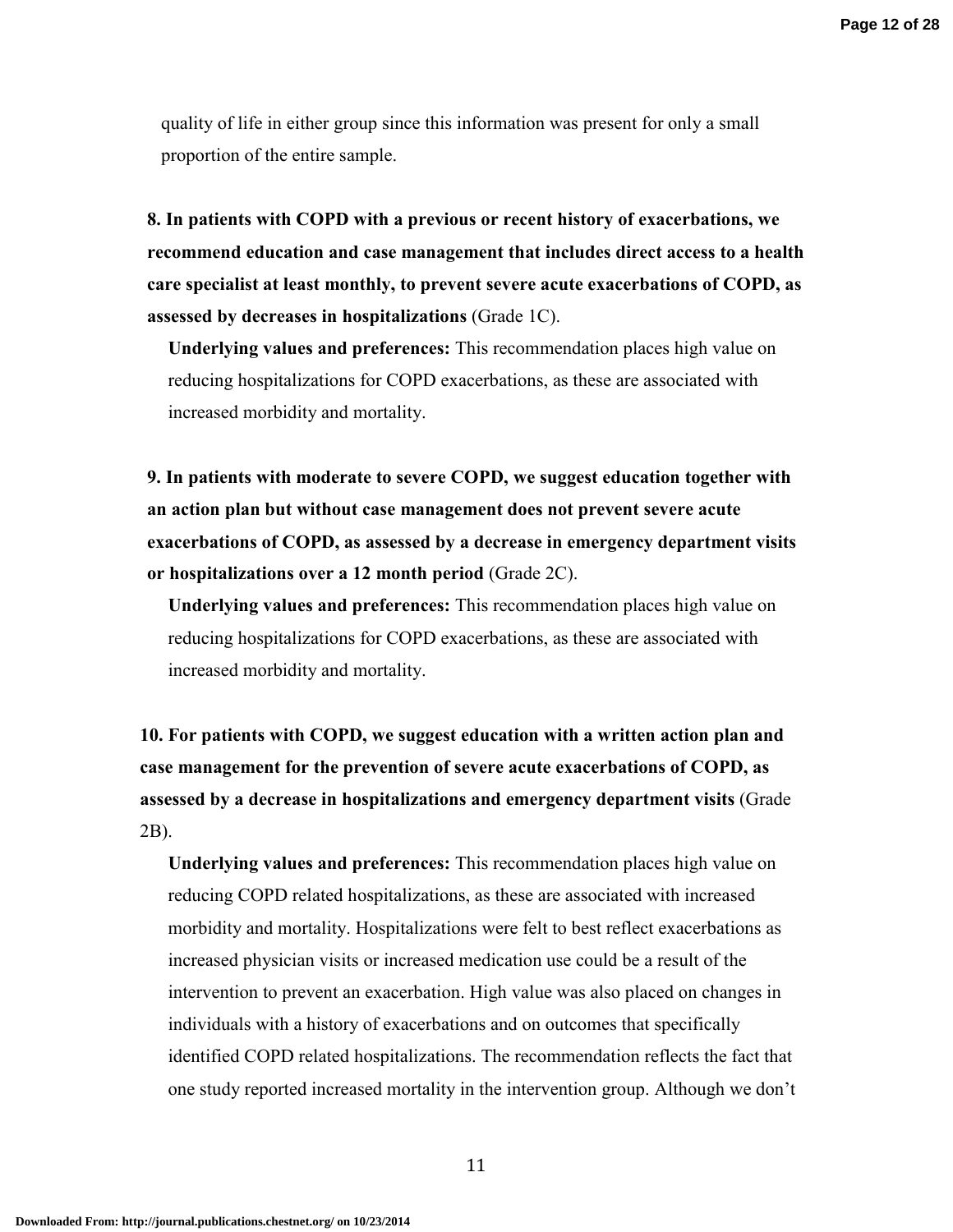quality of life in either group since this information was present for only a small proportion of the entire sample.

**8. In patients with COPD with a previous or recent history of exacerbations, we recommend education and case management that includes direct access to a health care specialist at least monthly, to prevent severe acute exacerbations of COPD, as assessed by decreases in hospitalizations** (Grade 1C).

**Underlying values and preferences:** This recommendation places high value on reducing hospitalizations for COPD exacerbations, as these are associated with increased morbidity and mortality.

**9. In patients with moderate to severe COPD, we suggest education together with an action plan but without case management does not prevent severe acute exacerbations of COPD, as assessed by a decrease in emergency department visits or hospitalizations over a 12 month period** (Grade 2C).

**Underlying values and preferences:** This recommendation places high value on reducing hospitalizations for COPD exacerbations, as these are associated with increased morbidity and mortality.

**10. For patients with COPD, we suggest education with a written action plan and case management for the prevention of severe acute exacerbations of COPD, as assessed by a decrease in hospitalizations and emergency department visits** (Grade 2B).

**Underlying values and preferences:** This recommendation places high value on reducing COPD related hospitalizations, as these are associated with increased morbidity and mortality. Hospitalizations were felt to best reflect exacerbations as increased physician visits or increased medication use could be a result of the intervention to prevent an exacerbation. High value was also placed on changes in individuals with a history of exacerbations and on outcomes that specifically identified COPD related hospitalizations. The recommendation reflects the fact that one study reported increased mortality in the intervention group. Although we don't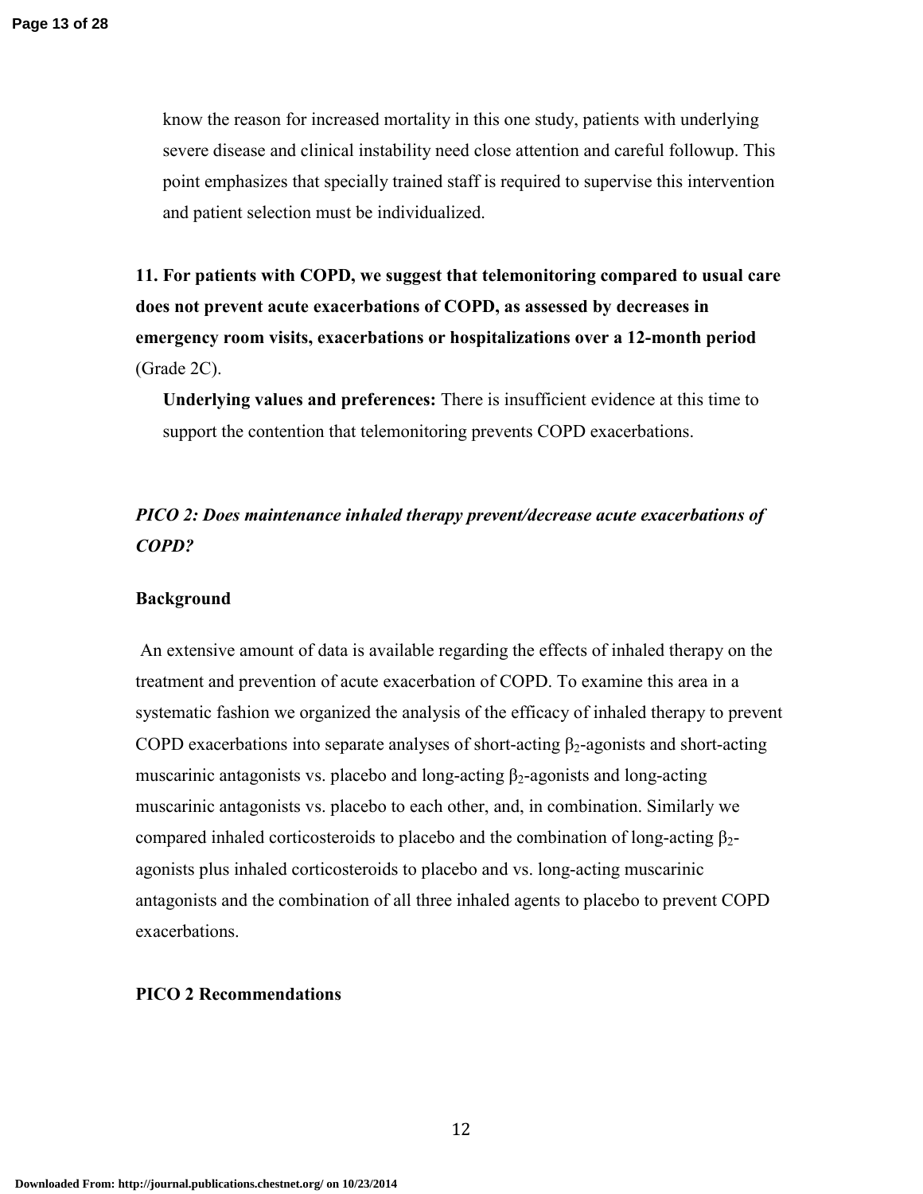know the reason for increased mortality in this one study, patients with underlying severe disease and clinical instability need close attention and careful followup. This point emphasizes that specially trained staff is required to supervise this intervention and patient selection must be individualized.

**11. For patients with COPD, we suggest that telemonitoring compared to usual care does not prevent acute exacerbations of COPD, as assessed by decreases in emergency room visits, exacerbations or hospitalizations over a 12-month period** (Grade 2C).

**Underlying values and preferences:** There is insufficient evidence at this time to support the contention that telemonitoring prevents COPD exacerbations.

### *PICO 2: Does maintenance inhaled therapy prevent/decrease acute exacerbations of COPD?*

#### Background

An extensive amount of data is available regarding the effects of inhaled therapy on the treatment and prevention of acute exacerbation of COPD. To examine this area in a systematic fashion we organized the analysis of the efficacy of inhaled therapy to prevent COPD exacerbations into separate analyses of short-acting $\beta_2$-agonists and short-acting muscarinic antagonists vs. placebo and long-acting $\beta_2$-agonists and long-acting muscarinic antagonists vs. placebo to each other, and, in combination. Similarly we compared inhaled corticosteroids to placebo and the combination of long-acting $\beta_2$-agonists plus inhaled corticosteroids to placebo and vs. long-acting muscarinic antagonists and the combination of all three inhaled agents to placebo to prevent COPD exacerbations.

#### PICO 2 Recommendations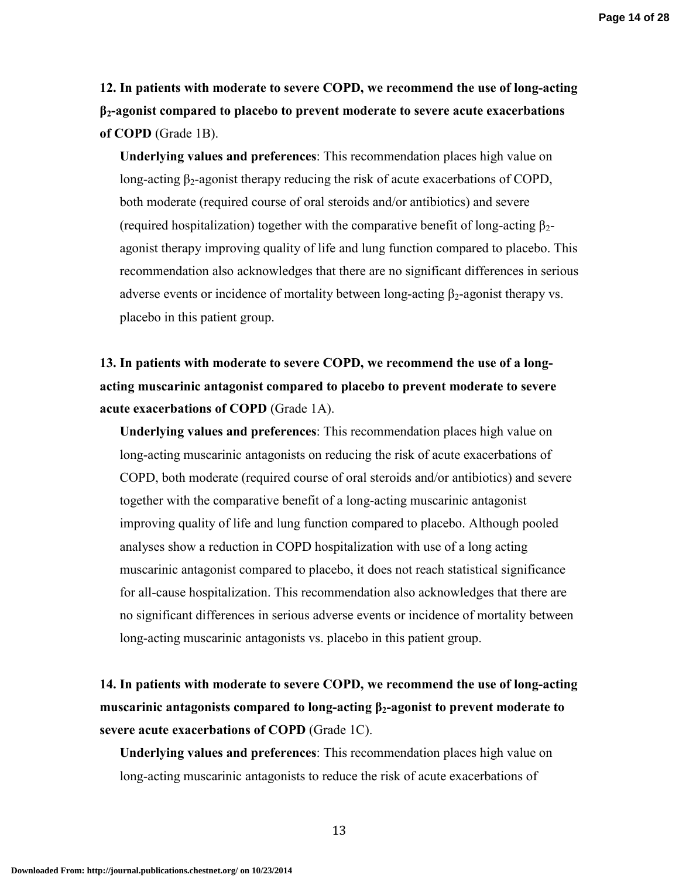**12. In patients with moderate to severe COPD, we recommend the use of long-acting $\beta_2$-agonist compared to placebo to prevent moderate to severe acute exacerbations of COPD** (Grade 1B).

**Underlying values and preferences**: This recommendation places high value on long-acting $\beta_2$-agonist therapy reducing the risk of acute exacerbations of COPD, both moderate (required course of oral steroids and/or antibiotics) and severe (required hospitalization) together with the comparative benefit of long-acting $\beta_2$-agonist therapy improving quality of life and lung function compared to placebo. This recommendation also acknowledges that there are no significant differences in serious adverse events or incidence of mortality between long-acting $\beta_2$-agonist therapy vs. placebo in this patient group.

**13. In patients with moderate to severe COPD, we recommend the use of a long-acting muscarinic antagonist compared to placebo to prevent moderate to severe acute exacerbations of COPD** (Grade 1A).

**Underlying values and preferences**: This recommendation places high value on long-acting muscarinic antagonists on reducing the risk of acute exacerbations of COPD, both moderate (required course of oral steroids and/or antibiotics) and severe together with the comparative benefit of a long-acting muscarinic antagonist improving quality of life and lung function compared to placebo. Although pooled analyses show a reduction in COPD hospitalization with use of a long acting muscarinic antagonist compared to placebo, it does not reach statistical significance for all-cause hospitalization. This recommendation also acknowledges that there are no significant differences in serious adverse events or incidence of mortality between long-acting muscarinic antagonists vs. placebo in this patient group.

**14. In patients with moderate to severe COPD, we recommend the use of long-acting muscarinic antagonists compared to long-acting $\beta_2$-agonist to prevent moderate to severe acute exacerbations of COPD** (Grade 1C).

**Underlying values and preferences**: This recommendation places high value on long-acting muscarinic antagonists to reduce the risk of acute exacerbations of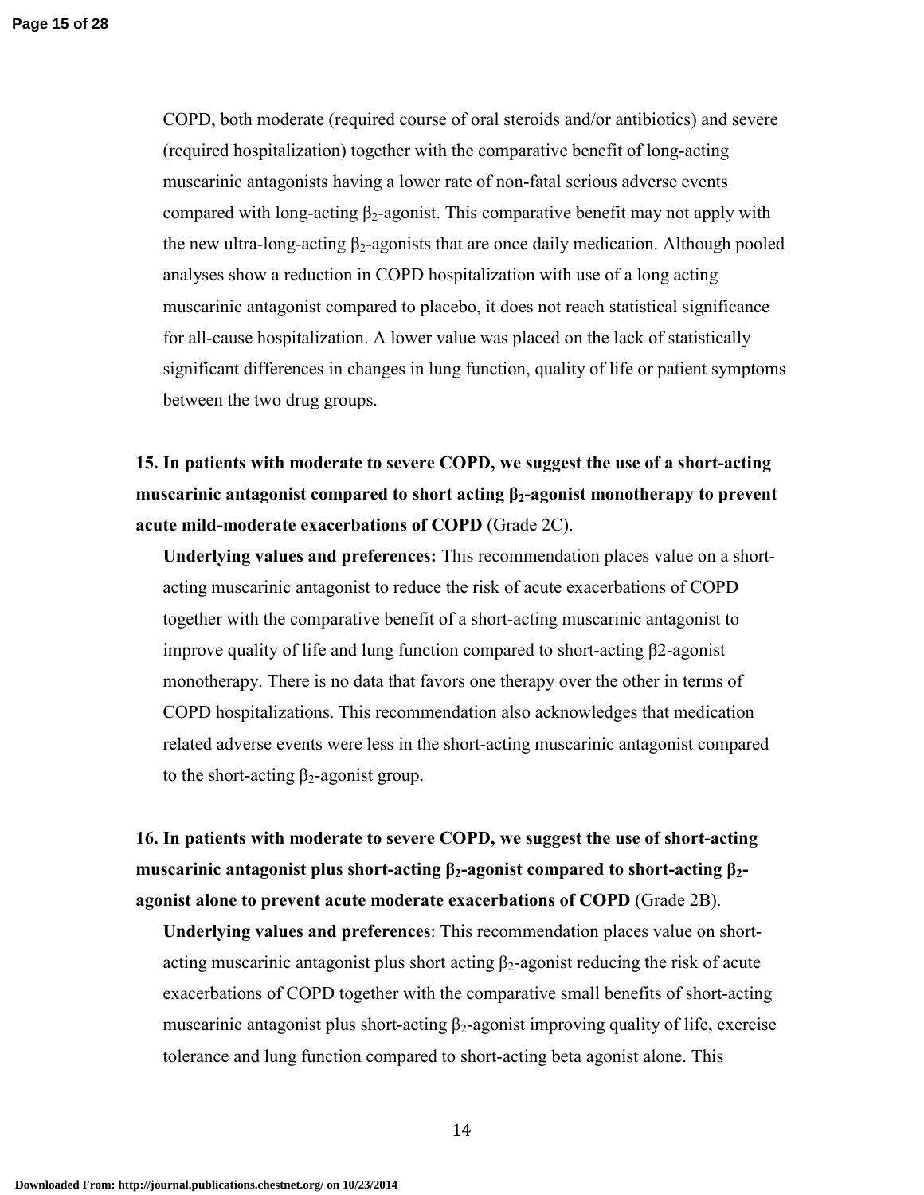COPD, both moderate (required course of oral steroids and/or antibiotics) and severe (required hospitalization) together with the comparative benefit of long-acting muscarinic antagonists having a lower rate of non-fatal serious adverse events compared with long-acting $\beta_2$-agonist. This comparative benefit may not apply with the new ultra-long-acting $\beta_2$-agonists that are once daily medication. Although pooled analyses show a reduction in COPD hospitalization with use of a long acting muscarinic antagonist compared to placebo, it does not reach statistical significance for all-cause hospitalization. A lower value was placed on the lack of statistically significant differences in changes in lung function, quality of life or patient symptoms between the two drug groups.

**15. In patients with moderate to severe COPD, we suggest the use of a short-acting muscarinic antagonist compared to short acting $\beta_2$-agonist monotherapy to prevent acute mild-moderate exacerbations of COPD** (Grade 2C).

**Underlying values and preferences:** This recommendation places value on a short-acting muscarinic antagonist to reduce the risk of acute exacerbations of COPD together with the comparative benefit of a short-acting muscarinic antagonist to improve quality of life and lung function compared to short-acting β2-agonist monotherapy. There is no data that favors one therapy over the other in terms of COPD hospitalizations. This recommendation also acknowledges that medication related adverse events were less in the short-acting muscarinic antagonist compared to the short-acting $\beta_2$-agonist group.

**16. In patients with moderate to severe COPD, we suggest the use of short-acting muscarinic antagonist plus short-acting $\beta_2$-agonist compared to short-acting $\beta_2$-agonist alone to prevent acute moderate exacerbations of COPD** (Grade 2B).

**Underlying values and preferences**: This recommendation places value on short-acting muscarinic antagonist plus short acting $\beta_2$-agonist reducing the risk of acute exacerbations of COPD together with the comparative small benefits of short-acting muscarinic antagonist plus short-acting $\beta_2$-agonist improving quality of life, exercise tolerance and lung function compared to short-acting beta agonist alone. This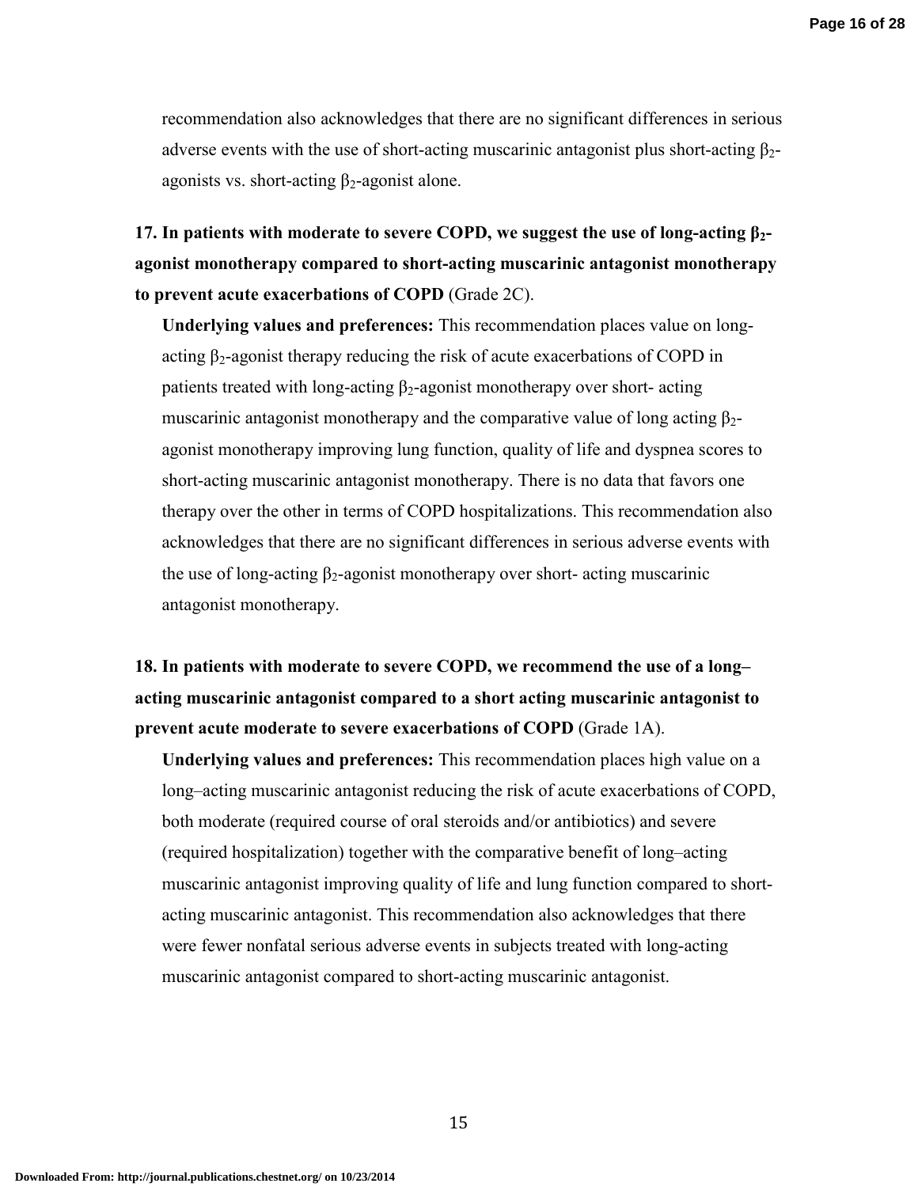recommendation also acknowledges that there are no significant differences in serious adverse events with the use of short-acting muscarinic antagonist plus short-acting $\beta_2$-agonists vs. short-acting $\beta_2$-agonist alone.

**17. In patients with moderate to severe COPD, we suggest the use of long-acting $\beta_2$-agonist monotherapy compared to short-acting muscarinic antagonist monotherapy to prevent acute exacerbations of COPD** (Grade 2C).

**Underlying values and preferences:** This recommendation places value on long-acting $\beta_2$-agonist therapy reducing the risk of acute exacerbations of COPD in patients treated with long-acting $\beta_2$-agonist monotherapy over short- acting muscarinic antagonist monotherapy and the comparative value of long acting $\beta_2$-agonist monotherapy improving lung function, quality of life and dyspnea scores to short-acting muscarinic antagonist monotherapy. There is no data that favors one therapy over the other in terms of COPD hospitalizations. This recommendation also acknowledges that there are no significant differences in serious adverse events with the use of long-acting $\beta_2$-agonist monotherapy over short- acting muscarinic antagonist monotherapy.

**18. In patients with moderate to severe COPD, we recommend the use of a long–acting muscarinic antagonist compared to a short acting muscarinic antagonist to prevent acute moderate to severe exacerbations of COPD** (Grade 1A).

**Underlying values and preferences:** This recommendation places high value on a long–acting muscarinic antagonist reducing the risk of acute exacerbations of COPD, both moderate (required course of oral steroids and/or antibiotics) and severe (required hospitalization) together with the comparative benefit of long–acting muscarinic antagonist improving quality of life and lung function compared to short-acting muscarinic antagonist. This recommendation also acknowledges that there were fewer nonfatal serious adverse events in subjects treated with long-acting muscarinic antagonist compared to short-acting muscarinic antagonist.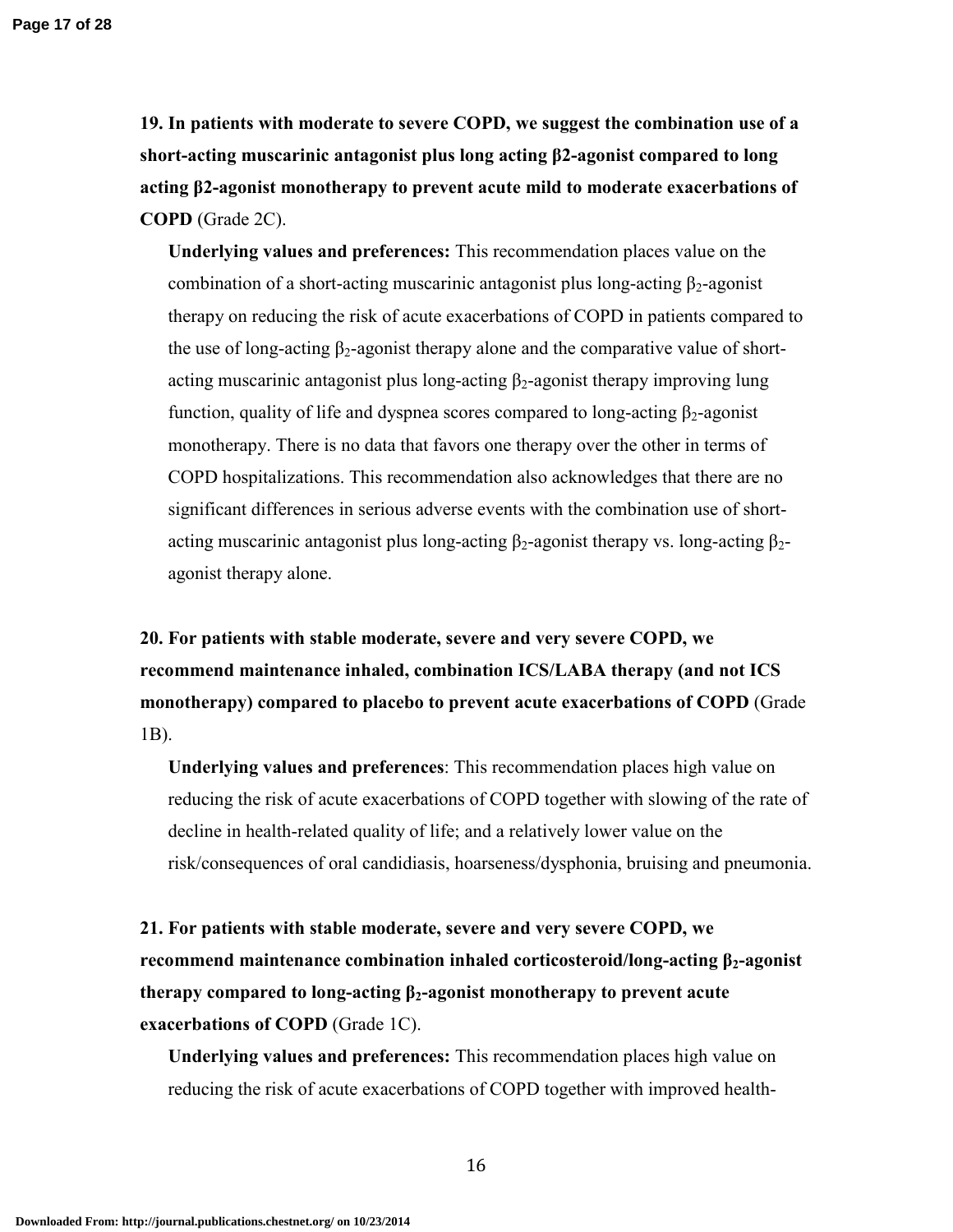**19. In patients with moderate to severe COPD, we suggest the combination use of a short-acting muscarinic antagonist plus long acting β2-agonist compared to long acting β2-agonist monotherapy to prevent acute mild to moderate exacerbations of COPD** (Grade 2C).

**Underlying values and preferences:** This recommendation places value on the combination of a short-acting muscarinic antagonist plus long-acting $\beta_2$-agonist therapy on reducing the risk of acute exacerbations of COPD in patients compared to the use of long-acting $\beta_2$-agonist therapy alone and the comparative value of short-acting muscarinic antagonist plus long-acting $\beta_2$-agonist therapy improving lung function, quality of life and dyspnea scores compared to long-acting $\beta_2$-agonist monotherapy. There is no data that favors one therapy over the other in terms of COPD hospitalizations. This recommendation also acknowledges that there are no significant differences in serious adverse events with the combination use of short-acting muscarinic antagonist plus long-acting $\beta_2$-agonist therapy vs. long-acting $\beta_2$-agonist therapy alone.

**20. For patients with stable moderate, severe and very severe COPD, we recommend maintenance inhaled, combination ICS/LABA therapy (and not ICS monotherapy) compared to placebo to prevent acute exacerbations of COPD** (Grade 1B).

**Underlying values and preferences**: This recommendation places high value on reducing the risk of acute exacerbations of COPD together with slowing of the rate of decline in health-related quality of life; and a relatively lower value on the risk/consequences of oral candidiasis, hoarseness/dysphonia, bruising and pneumonia.

**21. For patients with stable moderate, severe and very severe COPD, we recommend maintenance combination inhaled corticosteroid/long-acting $\beta_2$-agonist therapy compared to long-acting $\beta_2$-agonist monotherapy to prevent acute exacerbations of COPD** (Grade 1C).

**Underlying values and preferences:** This recommendation places high value on reducing the risk of acute exacerbations of COPD together with improved health-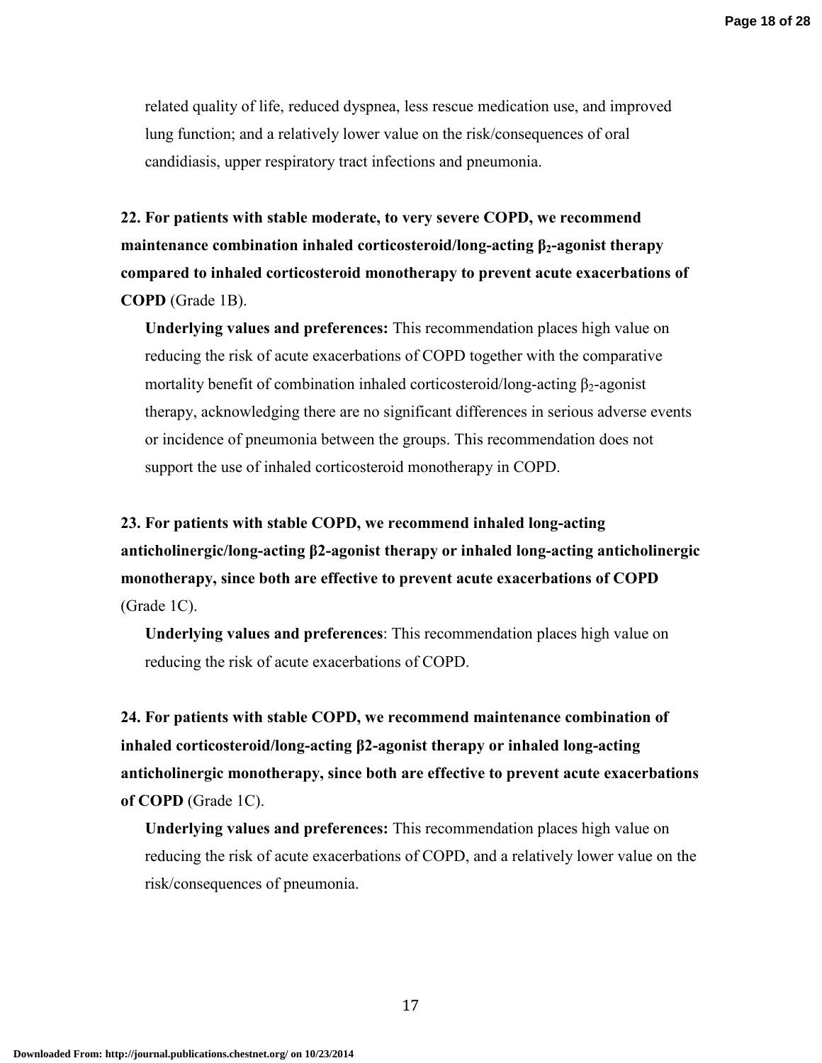related quality of life, reduced dyspnea, less rescue medication use, and improved lung function; and a relatively lower value on the risk/consequences of oral candidiasis, upper respiratory tract infections and pneumonia.

**22. For patients with stable moderate, to very severe COPD, we recommend maintenance combination inhaled corticosteroid/long-acting $\beta_2$-agonist therapy compared to inhaled corticosteroid monotherapy to prevent acute exacerbations of COPD** (Grade 1B).

**Underlying values and preferences:** This recommendation places high value on reducing the risk of acute exacerbations of COPD together with the comparative mortality benefit of combination inhaled corticosteroid/long-acting $\beta_2$-agonist therapy, acknowledging there are no significant differences in serious adverse events or incidence of pneumonia between the groups. This recommendation does not support the use of inhaled corticosteroid monotherapy in COPD.

**23. For patients with stable COPD, we recommend inhaled long-acting anticholinergic/long-acting β2-agonist therapy or inhaled long-acting anticholinergic monotherapy, since both are effective to prevent acute exacerbations of COPD** (Grade 1C).

**Underlying values and preferences**: This recommendation places high value on reducing the risk of acute exacerbations of COPD.

**24. For patients with stable COPD, we recommend maintenance combination of inhaled corticosteroid/long-acting β2-agonist therapy or inhaled long-acting anticholinergic monotherapy, since both are effective to prevent acute exacerbations of COPD** (Grade 1C).

**Underlying values and preferences:** This recommendation places high value on reducing the risk of acute exacerbations of COPD, and a relatively lower value on the risk/consequences of pneumonia.

Downloaded From: http://journal.publications.chestnet.org/ on 10/23/2014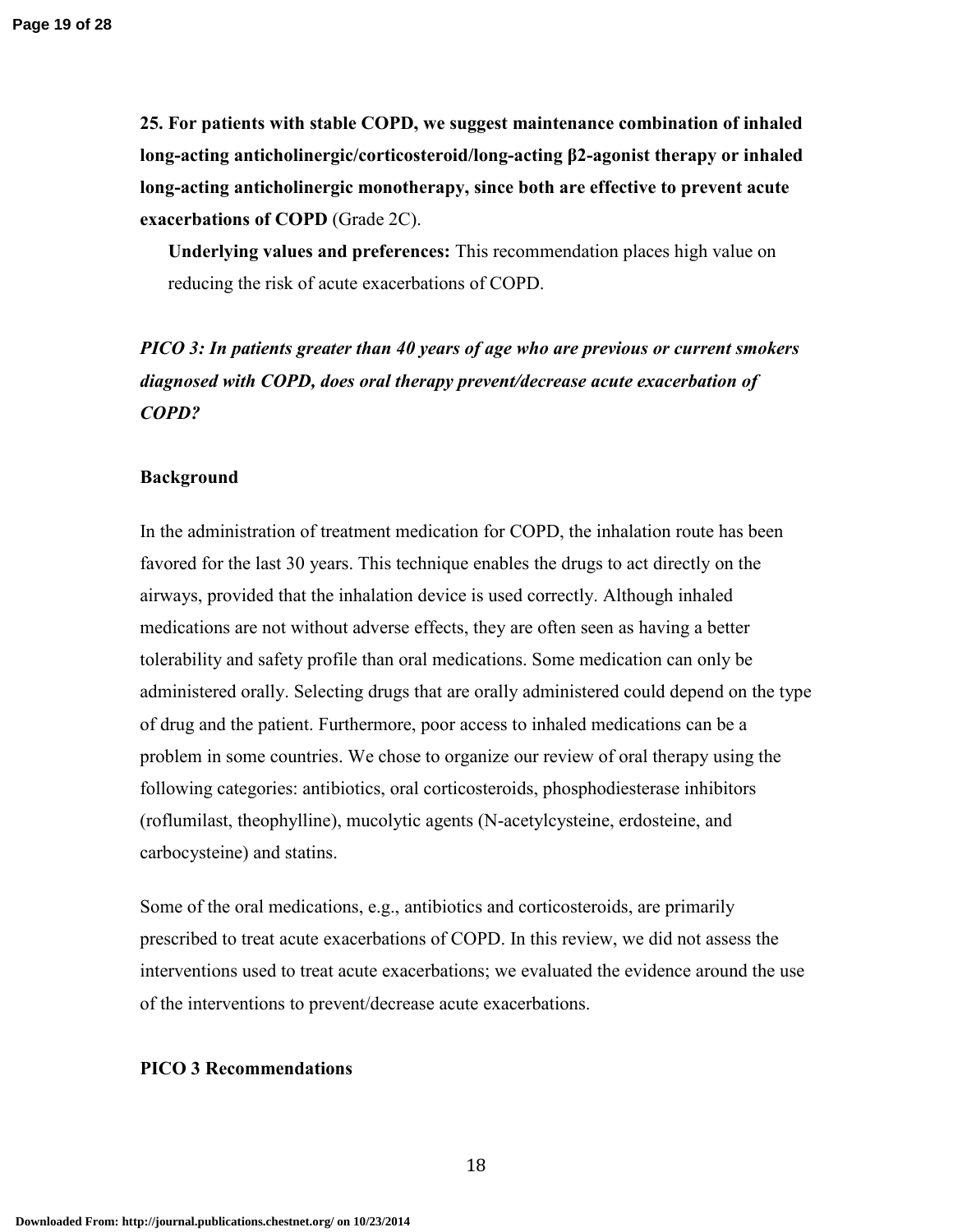**25. For patients with stable COPD, we suggest maintenance combination of inhaled long-acting anticholinergic/corticosteroid/long-acting β2-agonist therapy or inhaled long-acting anticholinergic monotherapy, since both are effective to prevent acute exacerbations of COPD** (Grade 2C).

**Underlying values and preferences:** This recommendation places high value on reducing the risk of acute exacerbations of COPD.

***PICO 3: In patients greater than 40 years of age who are previous or current smokers diagnosed with COPD, does oral therapy prevent/decrease acute exacerbation of COPD?***

**Background**

In the administration of treatment medication for COPD, the inhalation route has been favored for the last 30 years. This technique enables the drugs to act directly on the airways, provided that the inhalation device is used correctly. Although inhaled medications are not without adverse effects, they are often seen as having a better tolerability and safety profile than oral medications. Some medication can only be administered orally. Selecting drugs that are orally administered could depend on the type of drug and the patient. Furthermore, poor access to inhaled medications can be a problem in some countries. We chose to organize our review of oral therapy using the following categories: antibiotics, oral corticosteroids, phosphodiesterase inhibitors (roflumilast, theophylline), mucolytic agents (N-acetylcysteine, erdosteine, and carbocysteine) and statins.

Some of the oral medications, e.g., antibiotics and corticosteroids, are primarily prescribed to treat acute exacerbations of COPD. In this review, we did not assess the interventions used to treat acute exacerbations; we evaluated the evidence around the use of the interventions to prevent/decrease acute exacerbations.

**PICO 3 Recommendations**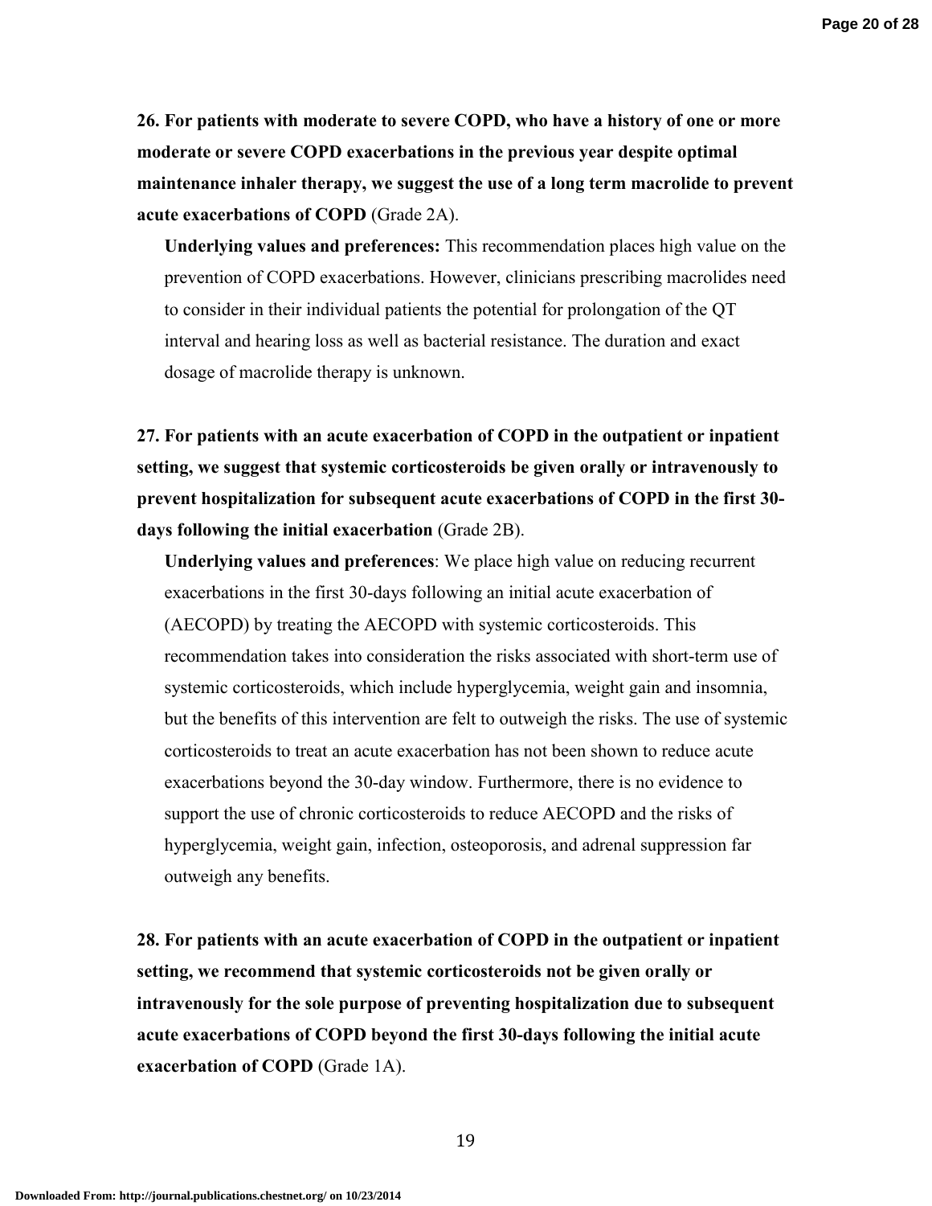**26. For patients with moderate to severe COPD, who have a history of one or more moderate or severe COPD exacerbations in the previous year despite optimal maintenance inhaler therapy, we suggest the use of a long term macrolide to prevent acute exacerbations of COPD** (Grade 2A).

**Underlying values and preferences:** This recommendation places high value on the prevention of COPD exacerbations. However, clinicians prescribing macrolides need to consider in their individual patients the potential for prolongation of the QT interval and hearing loss as well as bacterial resistance. The duration and exact dosage of macrolide therapy is unknown.

**27. For patients with an acute exacerbation of COPD in the outpatient or inpatient setting, we suggest that systemic corticosteroids be given orally or intravenously to prevent hospitalization for subsequent acute exacerbations of COPD in the first 30-days following the initial exacerbation** (Grade 2B).

**Underlying values and preferences**: We place high value on reducing recurrent exacerbations in the first 30-days following an initial acute exacerbation of (AECOPD) by treating the AECOPD with systemic corticosteroids. This recommendation takes into consideration the risks associated with short-term use of systemic corticosteroids, which include hyperglycemia, weight gain and insomnia, but the benefits of this intervention are felt to outweigh the risks. The use of systemic corticosteroids to treat an acute exacerbation has not been shown to reduce acute exacerbations beyond the 30-day window. Furthermore, there is no evidence to support the use of chronic corticosteroids to reduce AECOPD and the risks of hyperglycemia, weight gain, infection, osteoporosis, and adrenal suppression far outweigh any benefits.

**28. For patients with an acute exacerbation of COPD in the outpatient or inpatient setting, we recommend that systemic corticosteroids not be given orally or intravenously for the sole purpose of preventing hospitalization due to subsequent acute exacerbations of COPD beyond the first 30-days following the initial acute exacerbation of COPD** (Grade 1A).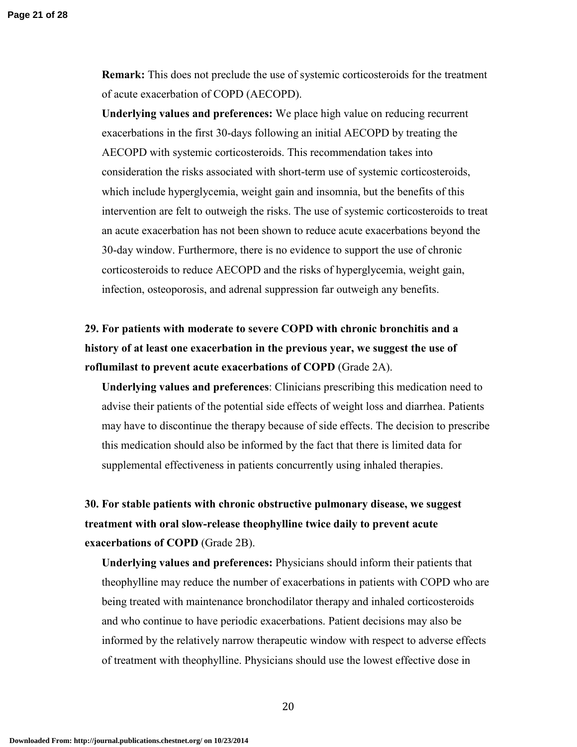**Remark:** This does not preclude the use of systemic corticosteroids for the treatment of acute exacerbation of COPD (AECOPD).

**Underlying values and preferences:** We place high value on reducing recurrent exacerbations in the first 30-days following an initial AECOPD by treating the AECOPD with systemic corticosteroids. This recommendation takes into consideration the risks associated with short-term use of systemic corticosteroids, which include hyperglycemia, weight gain and insomnia, but the benefits of this intervention are felt to outweigh the risks. The use of systemic corticosteroids to treat an acute exacerbation has not been shown to reduce acute exacerbations beyond the 30-day window. Furthermore, there is no evidence to support the use of chronic corticosteroids to reduce AECOPD and the risks of hyperglycemia, weight gain, infection, osteoporosis, and adrenal suppression far outweigh any benefits.

**29. For patients with moderate to severe COPD with chronic bronchitis and a history of at least one exacerbation in the previous year, we suggest the use of roflumilast to prevent acute exacerbations of COPD** (Grade 2A).

**Underlying values and preferences**: Clinicians prescribing this medication need to advise their patients of the potential side effects of weight loss and diarrhea. Patients may have to discontinue the therapy because of side effects. The decision to prescribe this medication should also be informed by the fact that there is limited data for supplemental effectiveness in patients concurrently using inhaled therapies.

**30. For stable patients with chronic obstructive pulmonary disease, we suggest treatment with oral slow-release theophylline twice daily to prevent acute exacerbations of COPD** (Grade 2B).

**Underlying values and preferences:** Physicians should inform their patients that theophylline may reduce the number of exacerbations in patients with COPD who are being treated with maintenance bronchodilator therapy and inhaled corticosteroids and who continue to have periodic exacerbations. Patient decisions may also be informed by the relatively narrow therapeutic window with respect to adverse effects of treatment with theophylline. Physicians should use the lowest effective dose in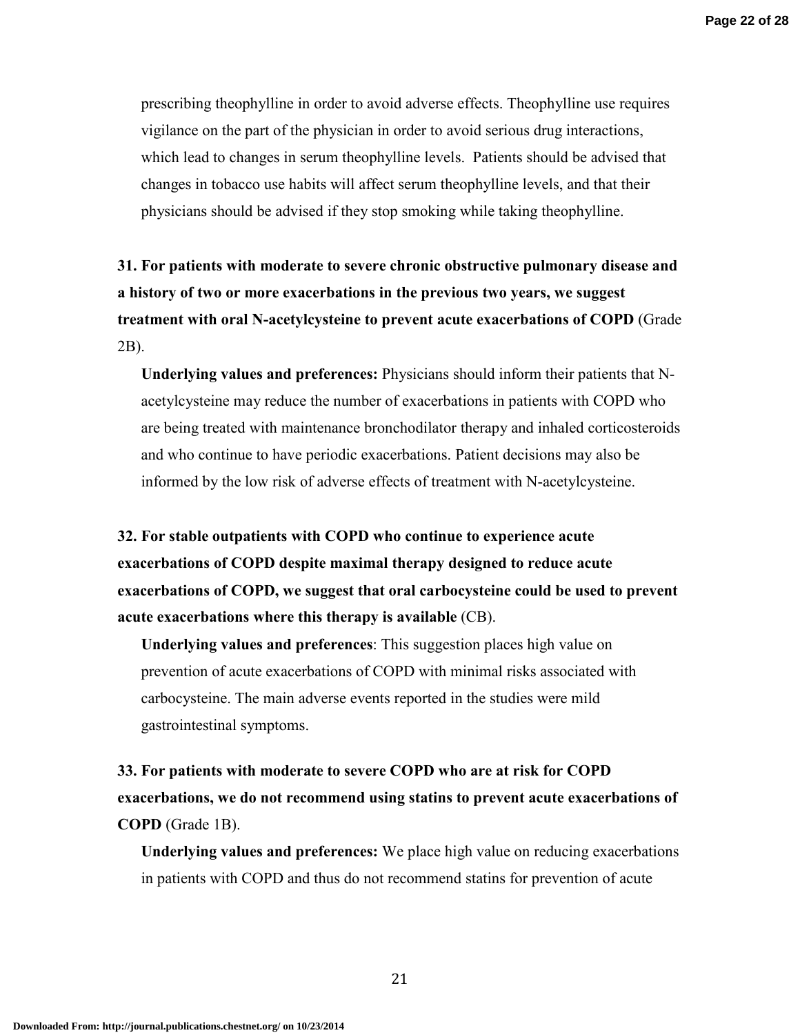prescribing theophylline in order to avoid adverse effects. Theophylline use requires vigilance on the part of the physician in order to avoid serious drug interactions, which lead to changes in serum theophylline levels. Patients should be advised that changes in tobacco use habits will affect serum theophylline levels, and that their physicians should be advised if they stop smoking while taking theophylline.

**31. For patients with moderate to severe chronic obstructive pulmonary disease and a history of two or more exacerbations in the previous two years, we suggest treatment with oral N-acetylcysteine to prevent acute exacerbations of COPD** (Grade 2B).

**Underlying values and preferences:** Physicians should inform their patients that N-acetylcysteine may reduce the number of exacerbations in patients with COPD who are being treated with maintenance bronchodilator therapy and inhaled corticosteroids and who continue to have periodic exacerbations. Patient decisions may also be informed by the low risk of adverse effects of treatment with N-acetylcysteine.

**32. For stable outpatients with COPD who continue to experience acute exacerbations of COPD despite maximal therapy designed to reduce acute exacerbations of COPD, we suggest that oral carbocysteine could be used to prevent acute exacerbations where this therapy is available** (CB).

**Underlying values and preferences**: This suggestion places high value on prevention of acute exacerbations of COPD with minimal risks associated with carbocysteine. The main adverse events reported in the studies were mild gastrointestinal symptoms.

**33. For patients with moderate to severe COPD who are at risk for COPD exacerbations, we do not recommend using statins to prevent acute exacerbations of COPD** (Grade 1B).

**Underlying values and preferences:** We place high value on reducing exacerbations in patients with COPD and thus do not recommend statins for prevention of acute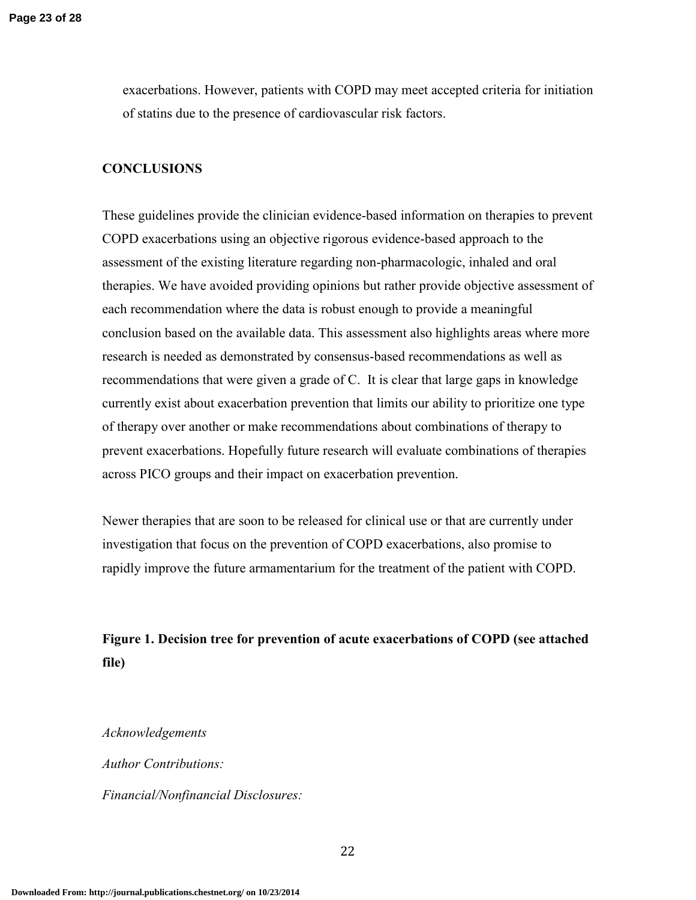exacerbations. However, patients with COPD may meet accepted criteria for initiation of statins due to the presence of cardiovascular risk factors.

## CONCLUSIONS

These guidelines provide the clinician evidence-based information on therapies to prevent COPD exacerbations using an objective rigorous evidence-based approach to the assessment of the existing literature regarding non-pharmacologic, inhaled and oral therapies. We have avoided providing opinions but rather provide objective assessment of each recommendation where the data is robust enough to provide a meaningful conclusion based on the available data. This assessment also highlights areas where more research is needed as demonstrated by consensus-based recommendations as well as recommendations that were given a grade of C. It is clear that large gaps in knowledge currently exist about exacerbation prevention that limits our ability to prioritize one type of therapy over another or make recommendations about combinations of therapy to prevent exacerbations. Hopefully future research will evaluate combinations of therapies across PICO groups and their impact on exacerbation prevention.

Newer therapies that are soon to be released for clinical use or that are currently under investigation that focus on the prevention of COPD exacerbations, also promise to rapidly improve the future armamentarium for the treatment of the patient with COPD.

**Figure 1. Decision tree for prevention of acute exacerbations of COPD (see attached file)**

*Acknowledgements*

*Author Contributions:*

*Financial/Nonfinancial Disclosures:*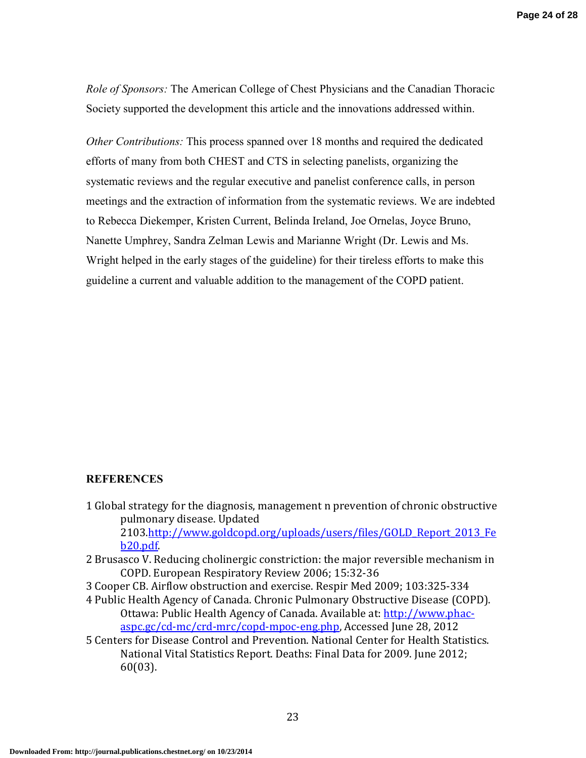*Role of Sponsors:* The American College of Chest Physicians and the Canadian Thoracic Society supported the development this article and the innovations addressed within.

*Other Contributions:* This process spanned over 18 months and required the dedicated efforts of many from both CHEST and CTS in selecting panelists, organizing the systematic reviews and the regular executive and panelist conference calls, in person meetings and the extraction of information from the systematic reviews. We are indebted to Rebecca Diekemper, Kristen Current, Belinda Ireland, Joe Ornelas, Joyce Bruno, Nanette Umphrey, Sandra Zelman Lewis and Marianne Wright (Dr. Lewis and Ms. Wright helped in the early stages of the guideline) for their tireless efforts to make this guideline a current and valuable addition to the management of the COPD patient.

**REFERENCES**

1 Global strategy for the diagnosis, management n prevention of chronic obstructive pulmonary disease. Updated 2103.http://www.goldcopd.org/uploads/users/files/GOLD_Report_2013_Feb20.pdf.

2 Brusasco V. Reducing cholinergic constriction: the major reversible mechanism in COPD. European Respiratory Review 2006; 15:32-36

3 Cooper CB. Airflow obstruction and exercise. Respir Med 2009; 103:325-334

4 Public Health Agency of Canada. Chronic Pulmonary Obstructive Disease (COPD). Ottawa: Public Health Agency of Canada. Available at: http://www.phac-aspc.gc/cd-mc/crd-mrc/copd-mpoc-eng.php, Accessed June 28, 2012

5 Centers for Disease Control and Prevention. National Center for Health Statistics. National Vital Statistics Report. Deaths: Final Data for 2009. June 2012; 60(03).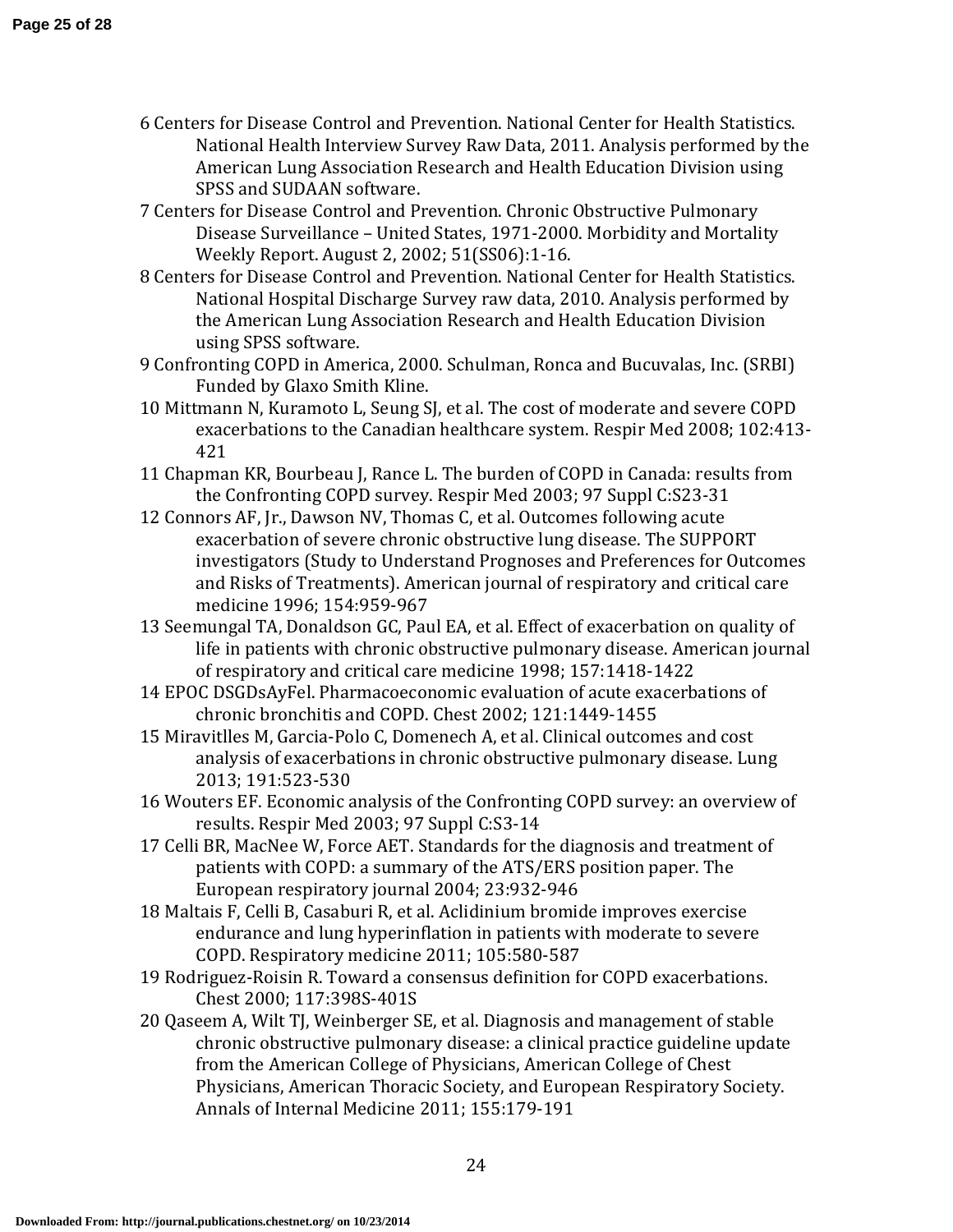6 Centers for Disease Control and Prevention. National Center for Health Statistics. National Health Interview Survey Raw Data, 2011. Analysis performed by the American Lung Association Research and Health Education Division using SPSS and SUDAAN software.

7 Centers for Disease Control and Prevention. Chronic Obstructive Pulmonary Disease Surveillance – United States, 1971-2000. Morbidity and Mortality Weekly Report. August 2, 2002; 51(SS06):1-16.

8 Centers for Disease Control and Prevention. National Center for Health Statistics. National Hospital Discharge Survey raw data, 2010. Analysis performed by the American Lung Association Research and Health Education Division using SPSS software.

9 Confronting COPD in America, 2000. Schulman, Ronca and Bucuvalas, Inc. (SRBI) Funded by Glaxo Smith Kline.

10 Mittmann N, Kuramoto L, Seung SJ, et al. The cost of moderate and severe COPD exacerbations to the Canadian healthcare system. Respir Med 2008; 102:413-421

11 Chapman KR, Bourbeau J, Rance L. The burden of COPD in Canada: results from the Confronting COPD survey. Respir Med 2003; 97 Suppl C:S23-31

12 Connors AF, Jr., Dawson NV, Thomas C, et al. Outcomes following acute exacerbation of severe chronic obstructive lung disease. The SUPPORT investigators (Study to Understand Prognoses and Preferences for Outcomes and Risks of Treatments). American journal of respiratory and critical care medicine 1996; 154:959-967

13 Seemungal TA, Donaldson GC, Paul EA, et al. Effect of exacerbation on quality of life in patients with chronic obstructive pulmonary disease. American journal of respiratory and critical care medicine 1998; 157:1418-1422

14 EPOC DSGDsAyFel. Pharmacoeconomic evaluation of acute exacerbations of chronic bronchitis and COPD. Chest 2002; 121:1449-1455

15 Miravitlles M, Garcia-Polo C, Domenech A, et al. Clinical outcomes and cost analysis of exacerbations in chronic obstructive pulmonary disease. Lung 2013; 191:523-530

16 Wouters EF. Economic analysis of the Confronting COPD survey: an overview of results. Respir Med 2003; 97 Suppl C:S3-14

17 Celli BR, MacNee W, Force AET. Standards for the diagnosis and treatment of patients with COPD: a summary of the ATS/ERS position paper. The European respiratory journal 2004; 23:932-946

18 Maltais F, Celli B, Casaburi R, et al. Aclidinium bromide improves exercise endurance and lung hyperinflation in patients with moderate to severe COPD. Respiratory medicine 2011; 105:580-587

19 Rodriguez-Roisin R. Toward a consensus definition for COPD exacerbations. Chest 2000; 117:398S-401S

20 Qaseem A, Wilt TJ, Weinberger SE, et al. Diagnosis and management of stable chronic obstructive pulmonary disease: a clinical practice guideline update from the American College of Physicians, American College of Chest Physicians, American Thoracic Society, and European Respiratory Society. Annals of Internal Medicine 2011; 155:179-191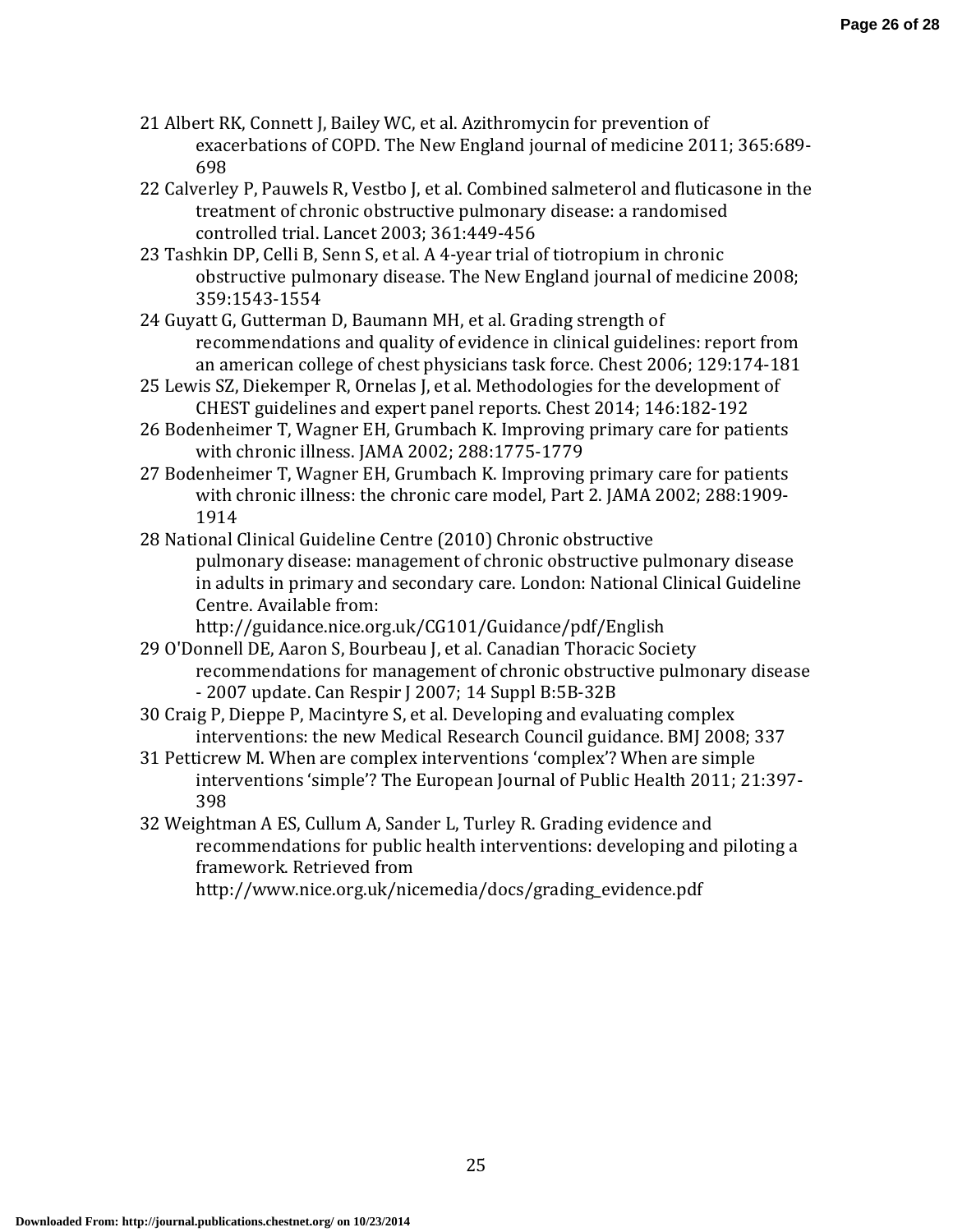21 Albert RK, Connett J, Bailey WC, et al. Azithromycin for prevention of exacerbations of COPD. The New England journal of medicine 2011; 365:689-698

22 Calverley P, Pauwels R, Vestbo J, et al. Combined salmeterol and fluticasone in the treatment of chronic obstructive pulmonary disease: a randomised controlled trial. Lancet 2003; 361:449-456

23 Tashkin DP, Celli B, Senn S, et al. A 4-year trial of tiotropium in chronic obstructive pulmonary disease. The New England journal of medicine 2008; 359:1543-1554

24 Guyatt G, Gutterman D, Baumann MH, et al. Grading strength of recommendations and quality of evidence in clinical guidelines: report from an american college of chest physicians task force. Chest 2006; 129:174-181

25 Lewis SZ, Diekemper R, Ornelas J, et al. Methodologies for the development of CHEST guidelines and expert panel reports. Chest 2014; 146:182-192

26 Bodenheimer T, Wagner EH, Grumbach K. Improving primary care for patients with chronic illness. JAMA 2002; 288:1775-1779

27 Bodenheimer T, Wagner EH, Grumbach K. Improving primary care for patients with chronic illness: the chronic care model, Part 2. JAMA 2002; 288:1909-1914

28 National Clinical Guideline Centre (2010) Chronic obstructive pulmonary disease: management of chronic obstructive pulmonary disease in adults in primary and secondary care. London: National Clinical Guideline Centre. Available from: http://guidance.nice.org.uk/CG101/Guidance/pdf/English

29 O'Donnell DE, Aaron S, Bourbeau J, et al. Canadian Thoracic Society recommendations for management of chronic obstructive pulmonary disease - 2007 update. Can Respir J 2007; 14 Suppl B:5B-32B

30 Craig P, Dieppe P, Macintyre S, et al. Developing and evaluating complex interventions: the new Medical Research Council guidance. BMJ 2008; 337

31 Petticrew M. When are complex interventions 'complex'? When are simple interventions 'simple'? The European Journal of Public Health 2011; 21:397-398

32 Weightman A ES, Cullum A, Sander L, Turley R. Grading evidence and recommendations for public health interventions: developing and piloting a framework. Retrieved from http://www.nice.org.uk/nicemedia/docs/grading_evidence.pdf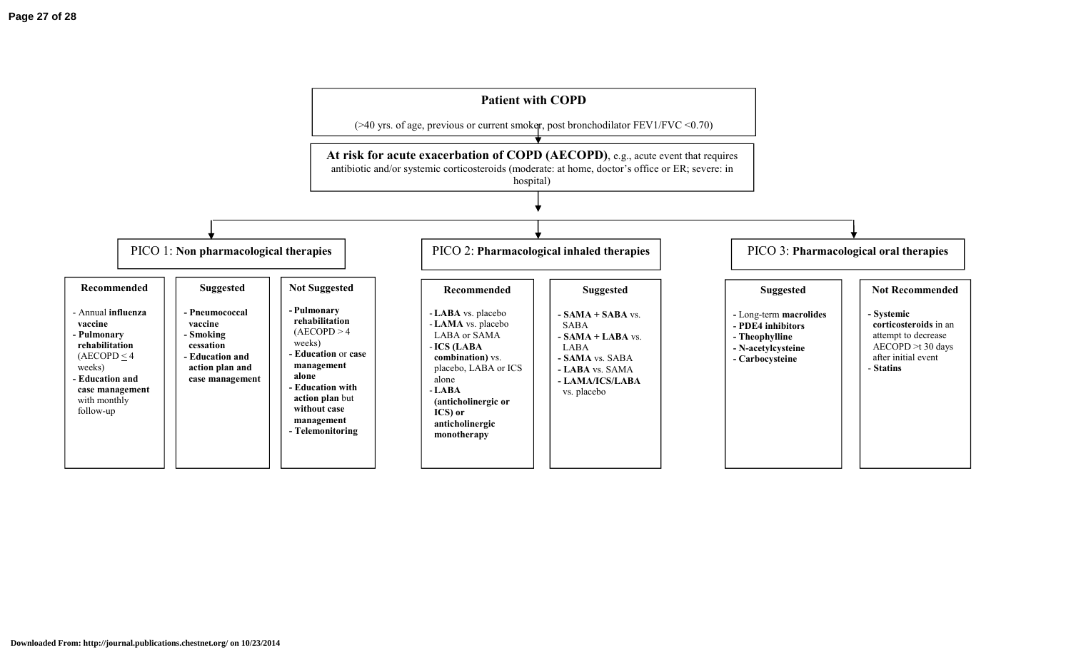**Patient with COPD**

(>40 yrs. of age, previous or current smoker, post bronchodilator FEV1/FVC <0.70)

↓

**At risk for acute exacerbation of COPD (AECOPD)**, e.g., acute event that requires antibiotic and/or systemic corticosteroids (moderate: at home, doctor's office or ER; severe: in hospital)

↓

## PICO 1: **Non pharmacological therapies**

**Recommended**

- Annual **influenza vaccine**
- **Pulmonary rehabilitation** (AECOPD ≤ 4 weeks)
- **Education and case management** with monthly follow-up

**Suggested**

- **Pneumococcal vaccine**
- **Smoking cessation**
- **Education and action plan and case management**

**Not Suggested**

- **Pulmonary rehabilitation** (AECOPD > 4 weeks)
- **Education** or **case management alone**
- **Education with action plan** but **without case management**
- **Telemonitoring**

## PICO 2: **Pharmacological inhaled therapies**

**Recommended**

- **LABA** vs. placebo
- **LAMA** vs. placebo LABA or SAMA
- **ICS (LABA combination)** vs. placebo, LABA or ICS alone
- **LABA (anticholinergic or ICS) or anticholinergic monotherapy**

**Suggested**

- **SAMA + SABA** vs. SABA
- **SAMA + LABA** vs. LABA
- **SAMA** vs. SABA
- **LABA** vs. SAMA
- **LAMA/ICS/LABA** vs. placebo

## PICO 3: **Pharmacological oral therapies**

**Suggested**

- Long-term **macrolides**
- **PDE4 inhibitors**
- **Theophylline**
- **N-acetylcysteine**
- **Carbocysteine**

**Not Recommended**

- **Systemic corticosteroids** in an attempt to decrease AECOPD >t 30 days after initial event
- **Statins**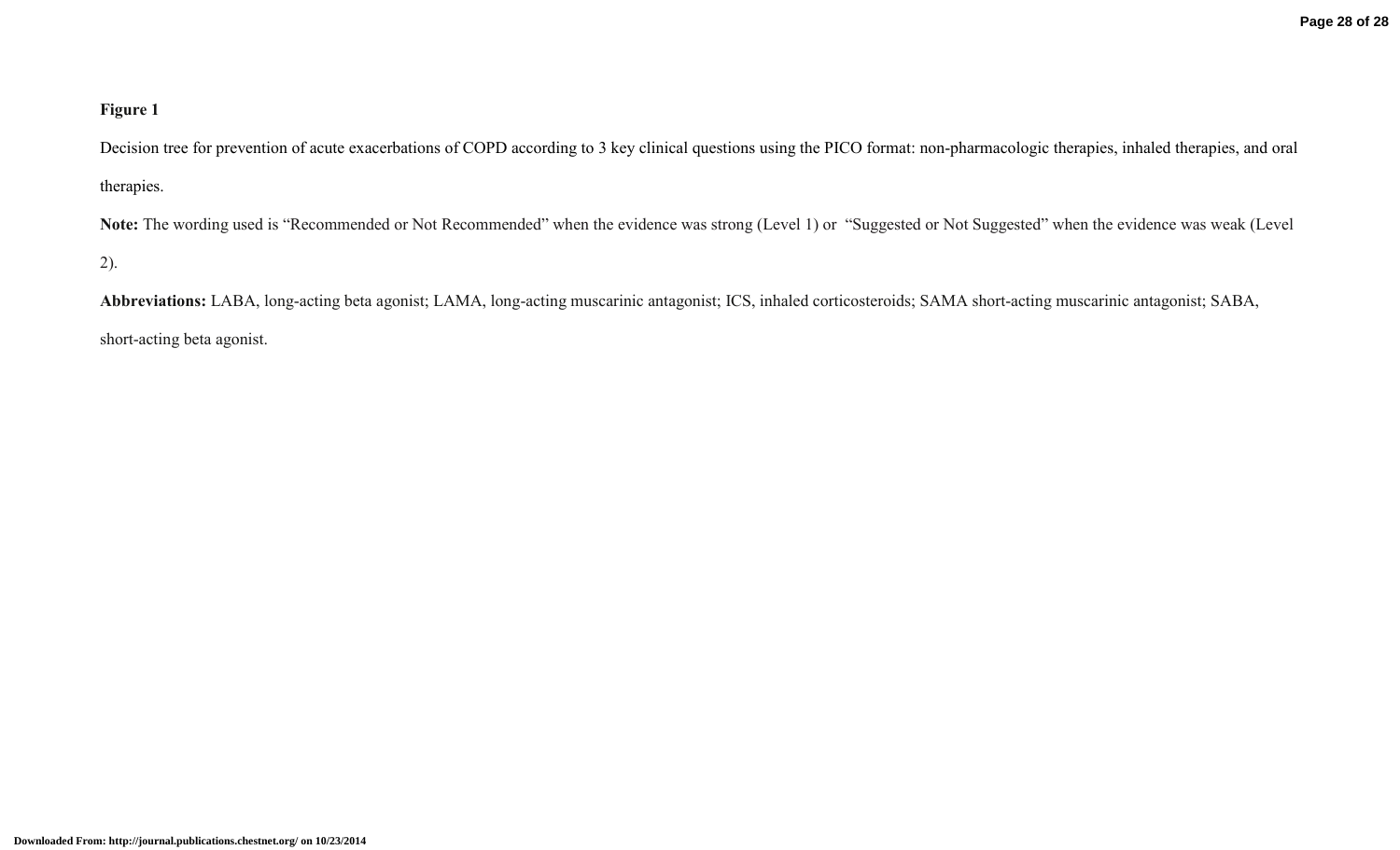**Figure 1**

Decision tree for prevention of acute exacerbations of COPD according to 3 key clinical questions using the PICO format: non-pharmacologic therapies, inhaled therapies, and oral therapies.

**Note:** The wording used is "Recommended or Not Recommended" when the evidence was strong (Level 1) or "Suggested or Not Suggested" when the evidence was weak (Level 2).

**Abbreviations:** LABA, long-acting beta agonist; LAMA, long-acting muscarinic antagonist; ICS, inhaled corticosteroids; SAMA short-acting muscarinic antagonist; SABA, short-acting beta agonist.